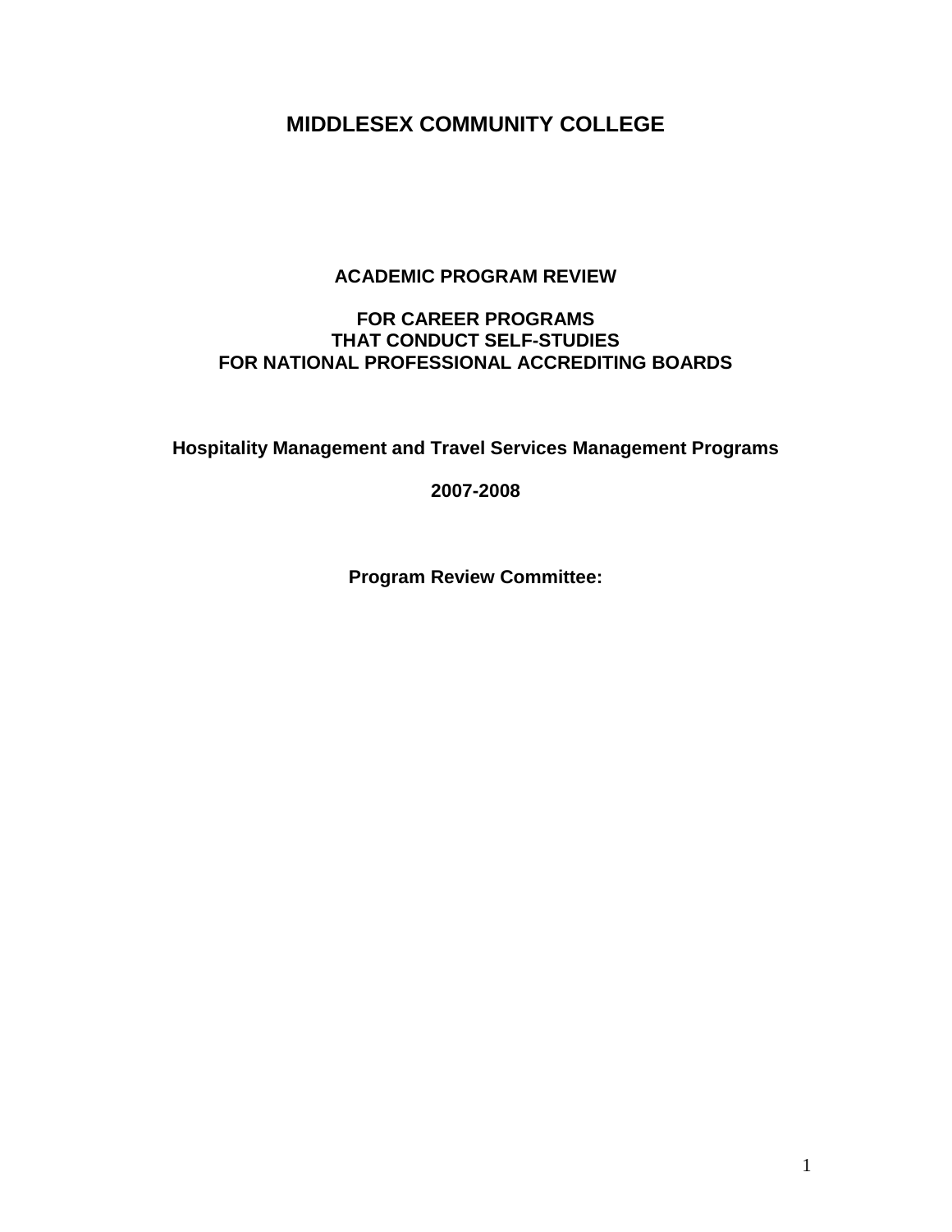# MIDDLESEX COMMUNITY COLLEGE

## ACADEMIC PROGRAM REVIEW

## FOR CAREER PROGRAMS
## THAT CONDUCT SELF-STUDIES
## FOR NATIONAL PROFESSIONAL ACCREDITING BOARDS

**Hospitality Management and Travel Services Management Programs**

**2007-2008**

**Program Review Committee:**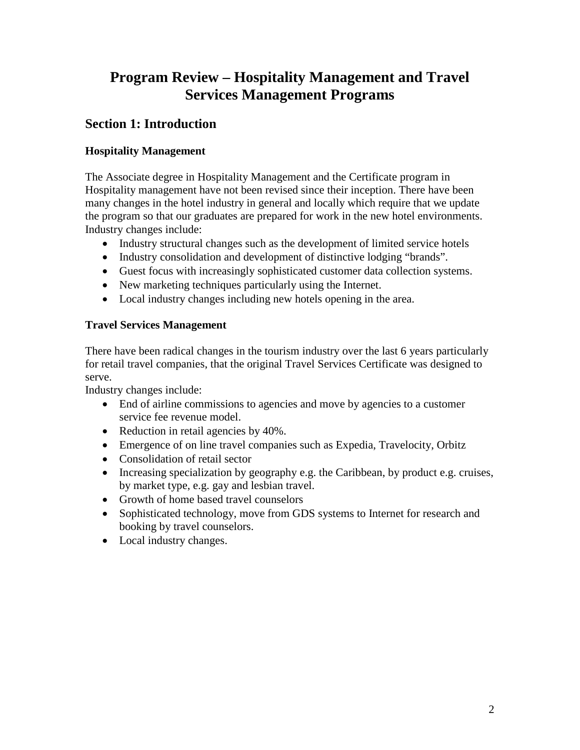# Program Review – Hospitality Management and Travel Services Management Programs

## Section 1: Introduction

### Hospitality Management

The Associate degree in Hospitality Management and the Certificate program in Hospitality management have not been revised since their inception. There have been many changes in the hotel industry in general and locally which require that we update the program so that our graduates are prepared for work in the new hotel environments. Industry changes include:

- Industry structural changes such as the development of limited service hotels
- Industry consolidation and development of distinctive lodging "brands".
- Guest focus with increasingly sophisticated customer data collection systems.
- New marketing techniques particularly using the Internet.
- Local industry changes including new hotels opening in the area.

### Travel Services Management

There have been radical changes in the tourism industry over the last 6 years particularly for retail travel companies, that the original Travel Services Certificate was designed to serve.

Industry changes include:

- End of airline commissions to agencies and move by agencies to a customer service fee revenue model.
- Reduction in retail agencies by 40%.
- Emergence of on line travel companies such as Expedia, Travelocity, Orbitz
- Consolidation of retail sector
- Increasing specialization by geography e.g. the Caribbean, by product e.g. cruises, by market type, e.g. gay and lesbian travel.
- Growth of home based travel counselors
- Sophisticated technology, move from GDS systems to Internet for research and booking by travel counselors.
- Local industry changes.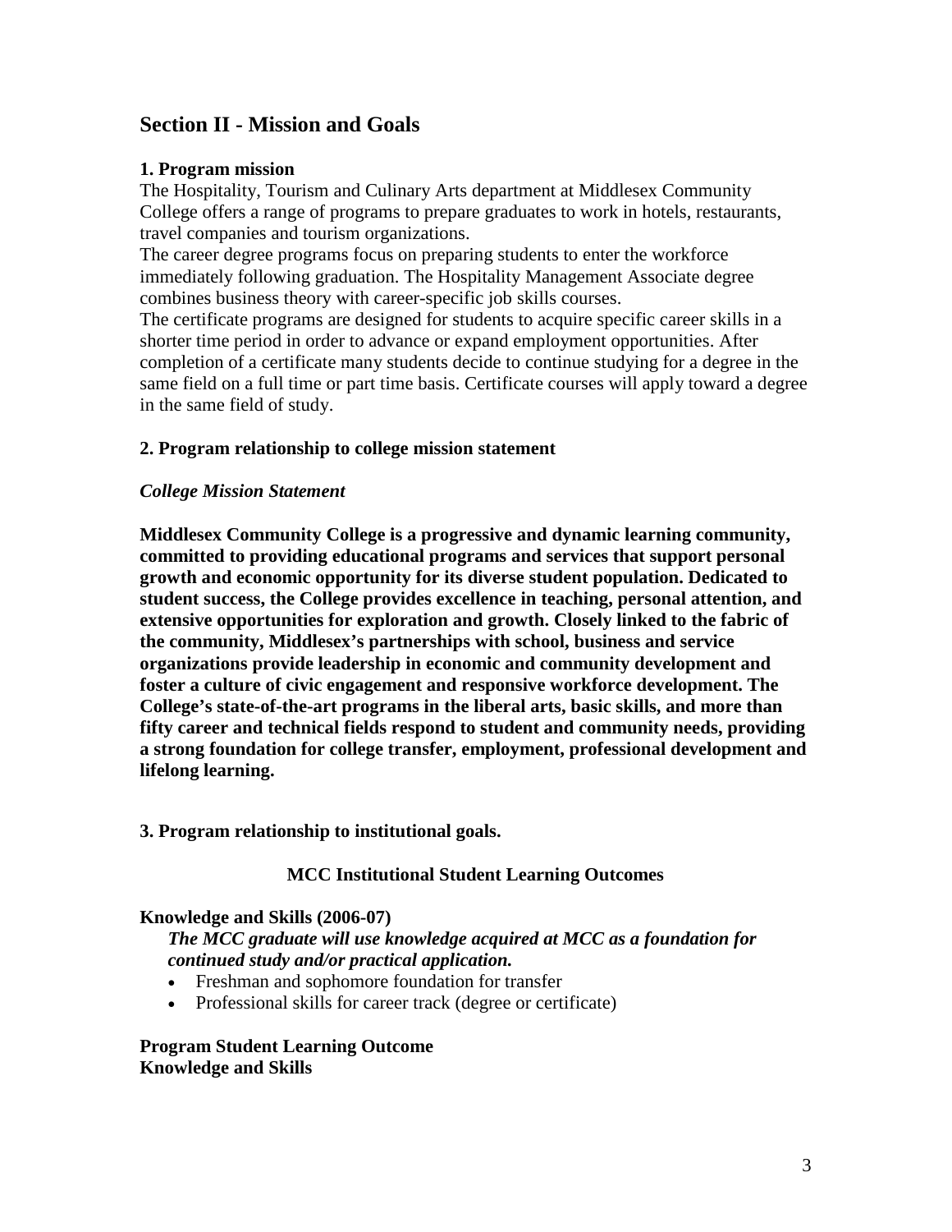## Section II - Mission and Goals

### 1. Program mission

The Hospitality, Tourism and Culinary Arts department at Middlesex Community College offers a range of programs to prepare graduates to work in hotels, restaurants, travel companies and tourism organizations.

The career degree programs focus on preparing students to enter the workforce immediately following graduation. The Hospitality Management Associate degree combines business theory with career-specific job skills courses.

The certificate programs are designed for students to acquire specific career skills in a shorter time period in order to advance or expand employment opportunities. After completion of a certificate many students decide to continue studying for a degree in the same field on a full time or part time basis. Certificate courses will apply toward a degree in the same field of study.

### 2. Program relationship to college mission statement

***College Mission Statement***

**Middlesex Community College is a progressive and dynamic learning community, committed to providing educational programs and services that support personal growth and economic opportunity for its diverse student population. Dedicated to student success, the College provides excellence in teaching, personal attention, and extensive opportunities for exploration and growth. Closely linked to the fabric of the community, Middlesex's partnerships with school, business and service organizations provide leadership in economic and community development and foster a culture of civic engagement and responsive workforce development. The College's state-of-the-art programs in the liberal arts, basic skills, and more than fifty career and technical fields respond to student and community needs, providing a strong foundation for college transfer, employment, professional development and lifelong learning.**

### 3. Program relationship to institutional goals.

**MCC Institutional Student Learning Outcomes**

**Knowledge and Skills (2006-07)**

***The MCC graduate will use knowledge acquired at MCC as a foundation for continued study and/or practical application.***

- Freshman and sophomore foundation for transfer
- Professional skills for career track (degree or certificate)

**Program Student Learning Outcome**
**Knowledge and Skills**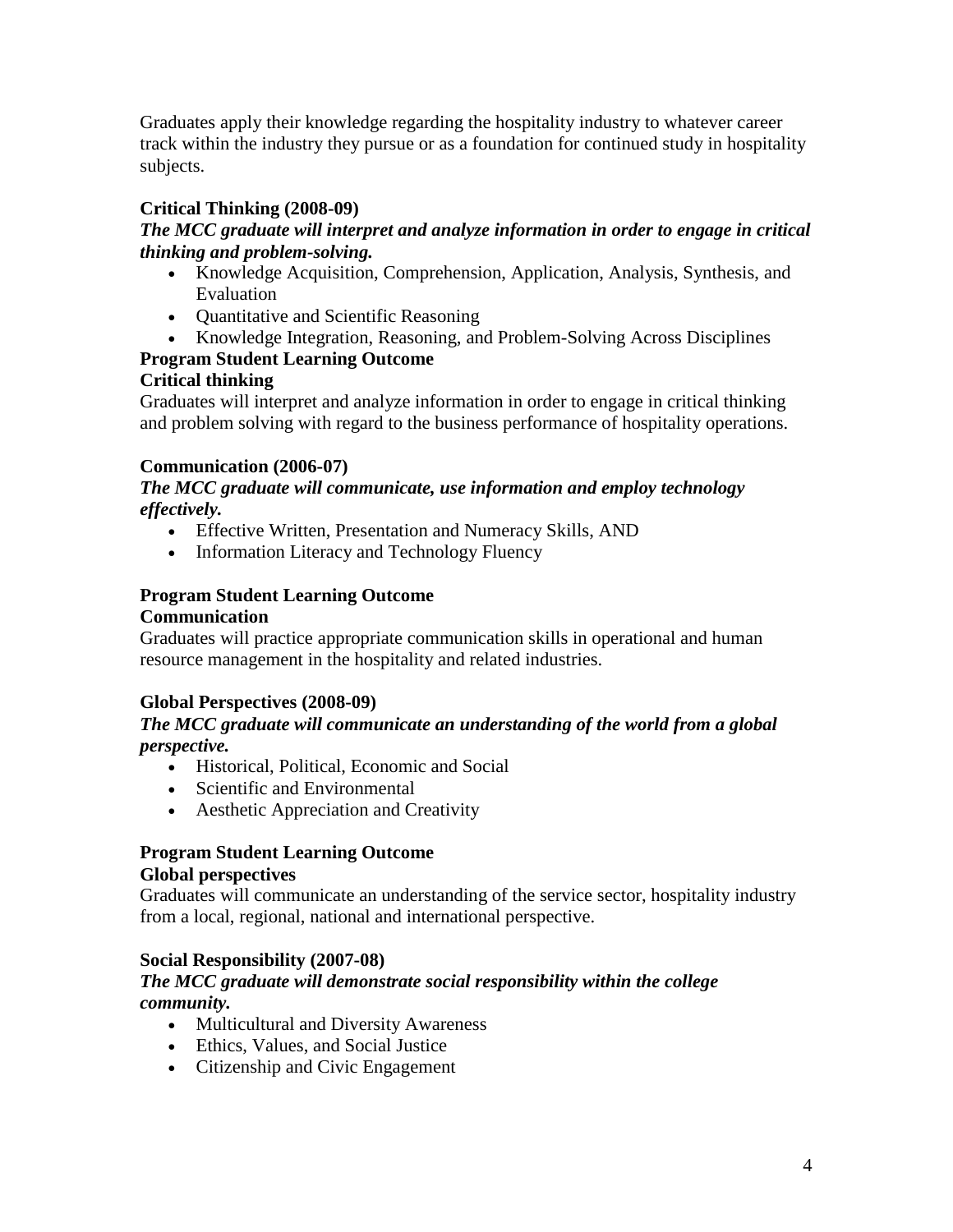Graduates apply their knowledge regarding the hospitality industry to whatever career track within the industry they pursue or as a foundation for continued study in hospitality subjects.

**Critical Thinking (2008-09)**

***The MCC graduate will interpret and analyze information in order to engage in critical thinking and problem-solving.***

- Knowledge Acquisition, Comprehension, Application, Analysis, Synthesis, and Evaluation
- Quantitative and Scientific Reasoning
- Knowledge Integration, Reasoning, and Problem-Solving Across Disciplines

**Program Student Learning Outcome**

**Critical thinking**

Graduates will interpret and analyze information in order to engage in critical thinking and problem solving with regard to the business performance of hospitality operations.

**Communication (2006-07)**

***The MCC graduate will communicate, use information and employ technology effectively.***

- Effective Written, Presentation and Numeracy Skills, AND
- Information Literacy and Technology Fluency

**Program Student Learning Outcome**

**Communication**

Graduates will practice appropriate communication skills in operational and human resource management in the hospitality and related industries.

**Global Perspectives (2008-09)**

***The MCC graduate will communicate an understanding of the world from a global perspective.***

- Historical, Political, Economic and Social
- Scientific and Environmental
- Aesthetic Appreciation and Creativity

**Program Student Learning Outcome**

**Global perspectives**

Graduates will communicate an understanding of the service sector, hospitality industry from a local, regional, national and international perspective.

**Social Responsibility (2007-08)**

***The MCC graduate will demonstrate social responsibility within the college community.***

- Multicultural and Diversity Awareness
- Ethics, Values, and Social Justice
- Citizenship and Civic Engagement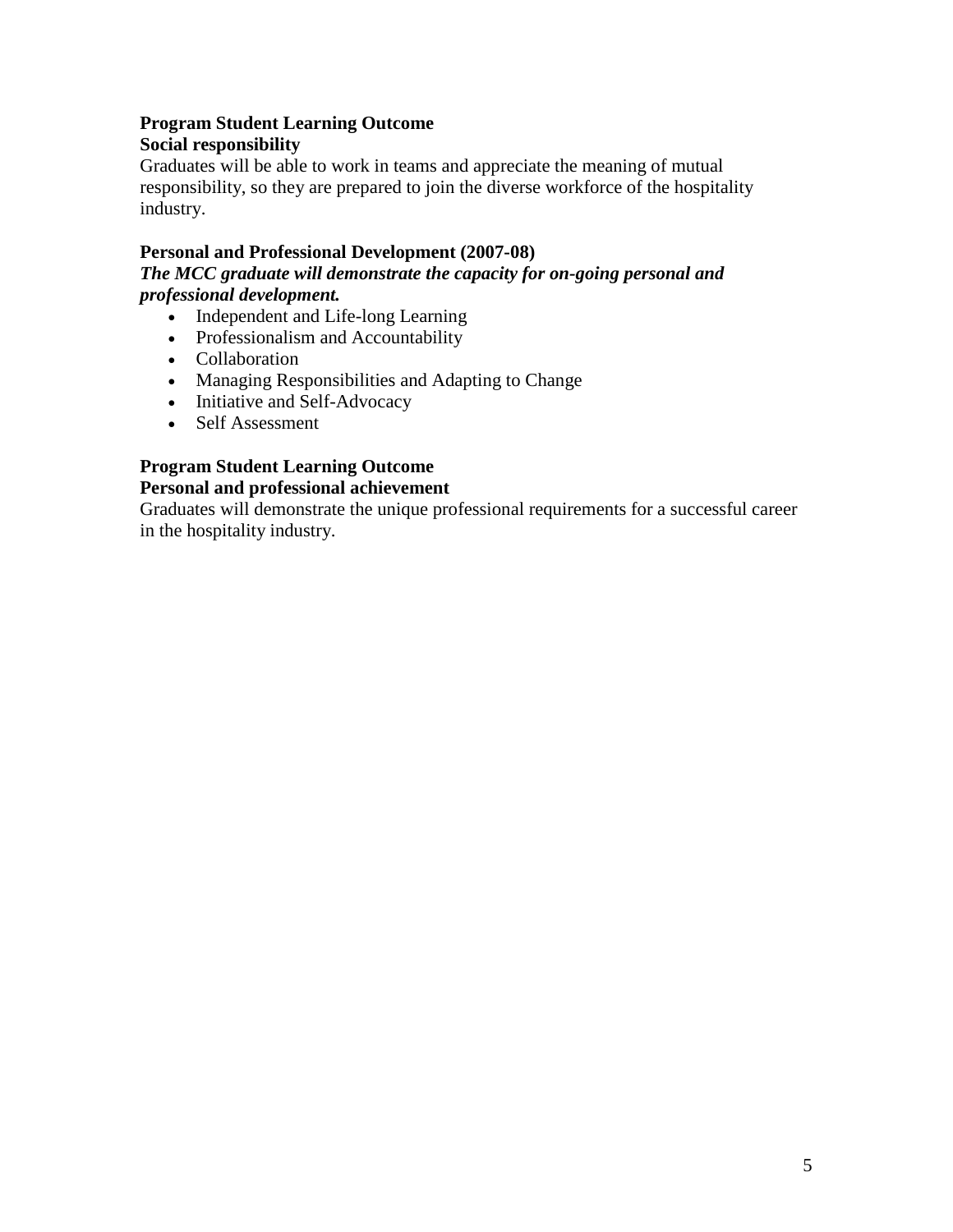**Program Student Learning Outcome**
**Social responsibility**
Graduates will be able to work in teams and appreciate the meaning of mutual responsibility, so they are prepared to join the diverse workforce of the hospitality industry.

**Personal and Professional Development (2007-08)**
***The MCC graduate will demonstrate the capacity for on-going personal and professional development.***

- Independent and Life-long Learning
- Professionalism and Accountability
- Collaboration
- Managing Responsibilities and Adapting to Change
- Initiative and Self-Advocacy
- Self Assessment

**Program Student Learning Outcome**
**Personal and professional achievement**
Graduates will demonstrate the unique professional requirements for a successful career in the hospitality industry.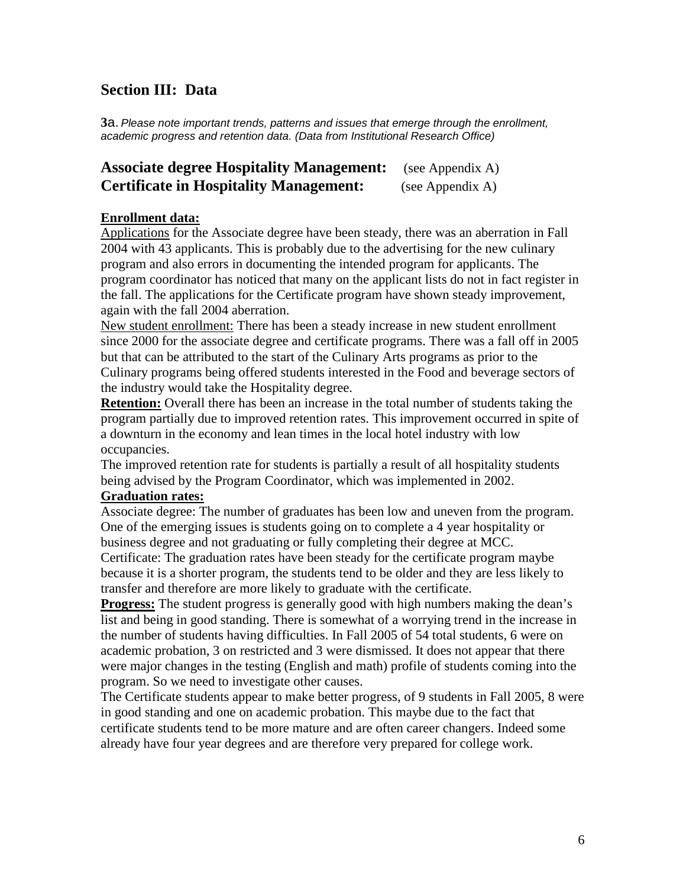## Section III: Data

**3**a. *Please note important trends, patterns and issues that emerge through the enrollment, academic progress and retention data. (Data from Institutional Research Office)*

### Associate degree Hospitality Management: (see Appendix A)
### Certificate in Hospitality Management: (see Appendix A)

**Enrollment data:**

Applications for the Associate degree have been steady, there was an aberration in Fall 2004 with 43 applicants. This is probably due to the advertising for the new culinary program and also errors in documenting the intended program for applicants. The program coordinator has noticed that many on the applicant lists do not in fact register in the fall. The applications for the Certificate program have shown steady improvement, again with the fall 2004 aberration.

New student enrollment: There has been a steady increase in new student enrollment since 2000 for the associate degree and certificate programs. There was a fall off in 2005 but that can be attributed to the start of the Culinary Arts programs as prior to the Culinary programs being offered students interested in the Food and beverage sectors of the industry would take the Hospitality degree.

**Retention:** Overall there has been an increase in the total number of students taking the program partially due to improved retention rates. This improvement occurred in spite of a downturn in the economy and lean times in the local hotel industry with low occupancies.

The improved retention rate for students is partially a result of all hospitality students being advised by the Program Coordinator, which was implemented in 2002.

**Graduation rates:**

Associate degree: The number of graduates has been low and uneven from the program. One of the emerging issues is students going on to complete a 4 year hospitality or business degree and not graduating or fully completing their degree at MCC.

Certificate: The graduation rates have been steady for the certificate program maybe because it is a shorter program, the students tend to be older and they are less likely to transfer and therefore are more likely to graduate with the certificate.

**Progress:** The student progress is generally good with high numbers making the dean's list and being in good standing. There is somewhat of a worrying trend in the increase in the number of students having difficulties. In Fall 2005 of 54 total students, 6 were on academic probation, 3 on restricted and 3 were dismissed. It does not appear that there were major changes in the testing (English and math) profile of students coming into the program. So we need to investigate other causes.

The Certificate students appear to make better progress, of 9 students in Fall 2005, 8 were in good standing and one on academic probation. This maybe due to the fact that certificate students tend to be more mature and are often career changers. Indeed some already have four year degrees and are therefore very prepared for college work.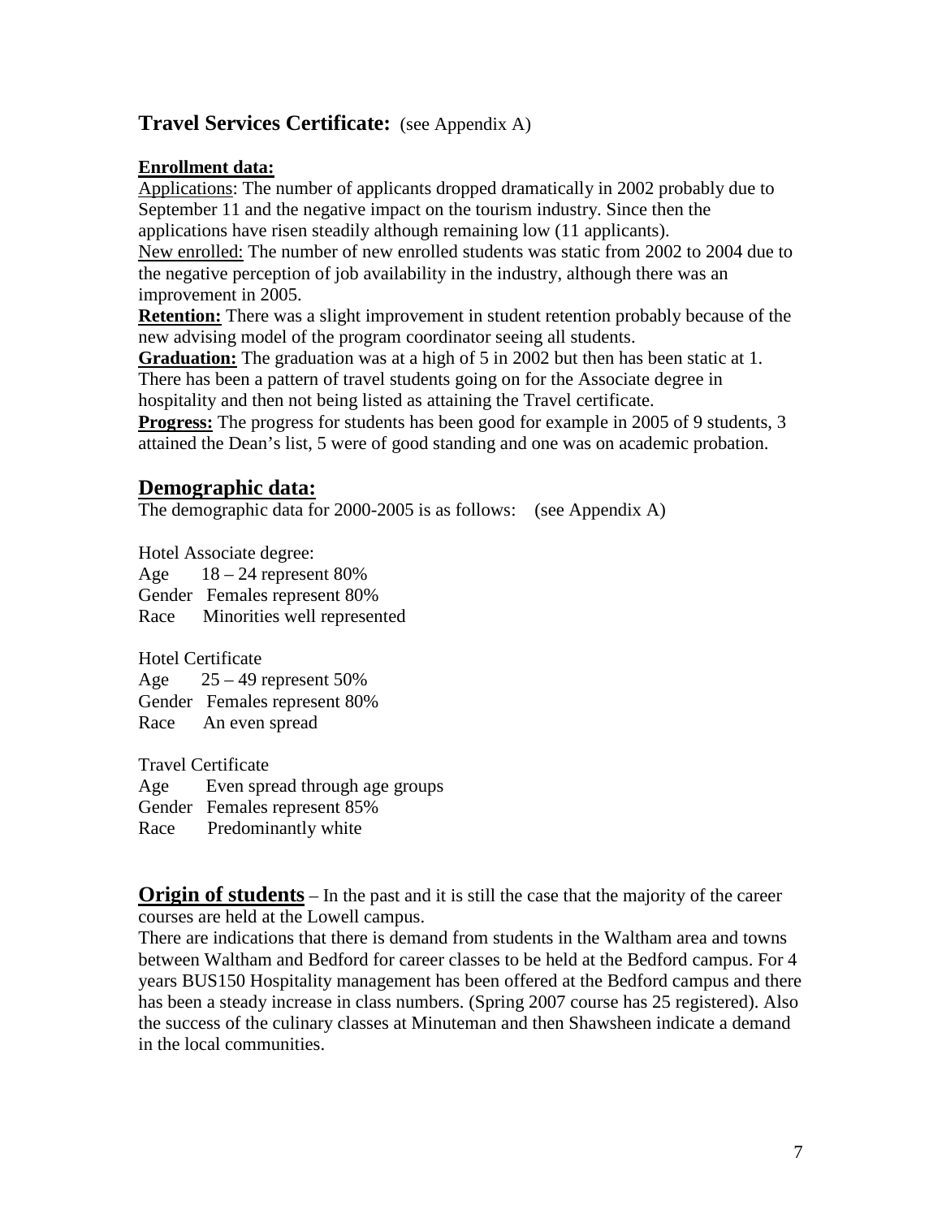## **Travel Services Certificate:** (see Appendix A)

### Enrollment data:

Applications: The number of applicants dropped dramatically in 2002 probably due to September 11 and the negative impact on the tourism industry. Since then the applications have risen steadily although remaining low (11 applicants).

New enrolled: The number of new enrolled students was static from 2002 to 2004 due to the negative perception of job availability in the industry, although there was an improvement in 2005.

**Retention:** There was a slight improvement in student retention probably because of the new advising model of the program coordinator seeing all students.

**Graduation:** The graduation was at a high of 5 in 2002 but then has been static at 1. There has been a pattern of travel students going on for the Associate degree in hospitality and then not being listed as attaining the Travel certificate.

**Progress:** The progress for students has been good for example in 2005 of 9 students, 3 attained the Dean's list, 5 were of good standing and one was on academic probation.

## Demographic data:

The demographic data for 2000-2005 is as follows: (see Appendix A)

Hotel Associate degree:
Age 18 – 24 represent 80%
Gender Females represent 80%
Race Minorities well represented

Hotel Certificate
Age 25 – 49 represent 50%
Gender Females represent 80%
Race An even spread

Travel Certificate
Age Even spread through age groups
Gender Females represent 85%
Race Predominantly white

**Origin of students** – In the past and it is still the case that the majority of the career courses are held at the Lowell campus.

There are indications that there is demand from students in the Waltham area and towns between Waltham and Bedford for career classes to be held at the Bedford campus. For 4 years BUS150 Hospitality management has been offered at the Bedford campus and there has been a steady increase in class numbers. (Spring 2007 course has 25 registered). Also the success of the culinary classes at Minuteman and then Shawsheen indicate a demand in the local communities.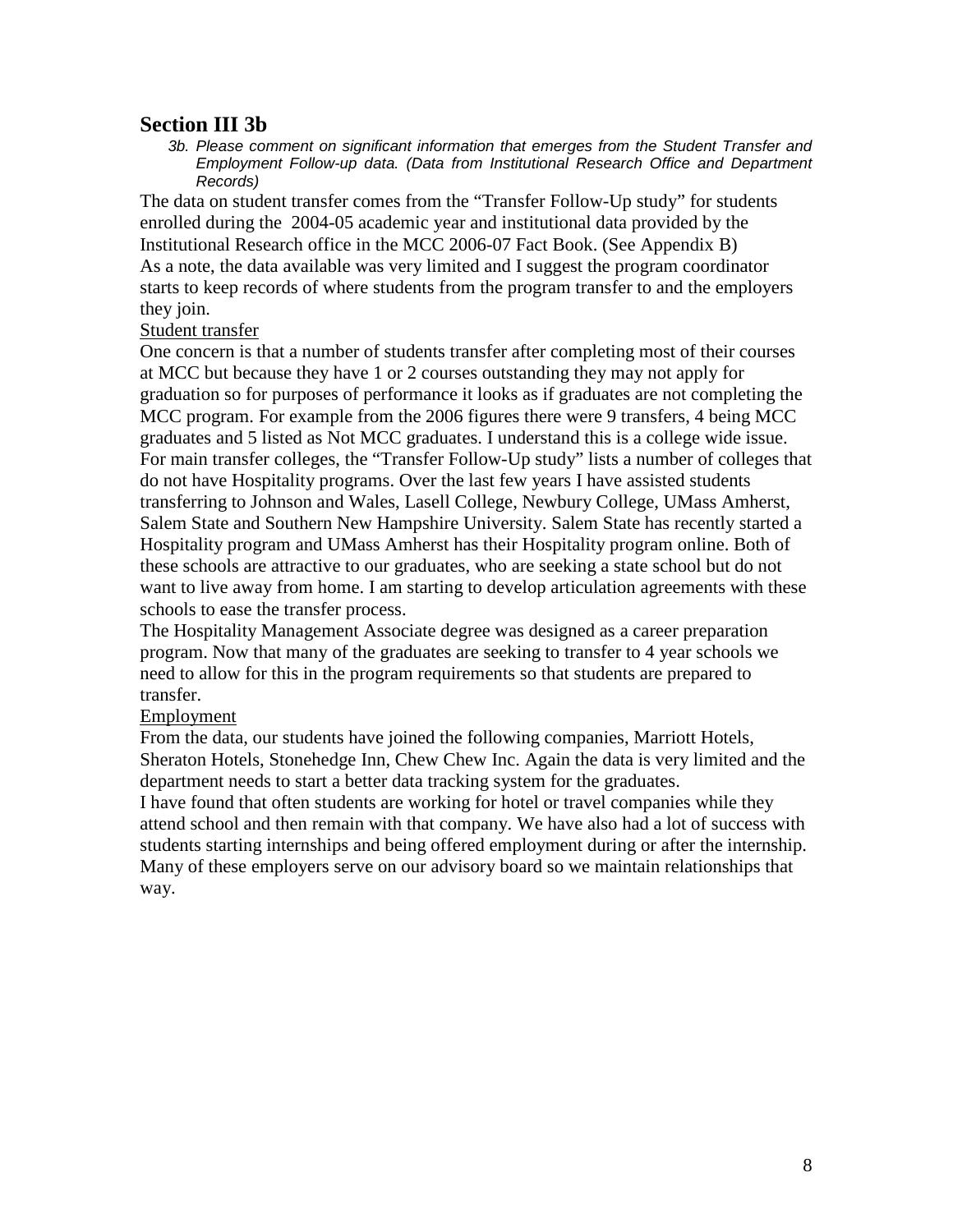## Section III 3b

*3b. Please comment on significant information that emerges from the Student Transfer and Employment Follow-up data. (Data from Institutional Research Office and Department Records)*

The data on student transfer comes from the "Transfer Follow-Up study" for students enrolled during the 2004-05 academic year and institutional data provided by the Institutional Research office in the MCC 2006-07 Fact Book. (See Appendix B)
As a note, the data available was very limited and I suggest the program coordinator starts to keep records of where students from the program transfer to and the employers they join.

Student transfer

One concern is that a number of students transfer after completing most of their courses at MCC but because they have 1 or 2 courses outstanding they may not apply for graduation so for purposes of performance it looks as if graduates are not completing the MCC program. For example from the 2006 figures there were 9 transfers, 4 being MCC graduates and 5 listed as Not MCC graduates. I understand this is a college wide issue.
For main transfer colleges, the "Transfer Follow-Up study" lists a number of colleges that do not have Hospitality programs. Over the last few years I have assisted students transferring to Johnson and Wales, Lasell College, Newbury College, UMass Amherst, Salem State and Southern New Hampshire University. Salem State has recently started a Hospitality program and UMass Amherst has their Hospitality program online. Both of these schools are attractive to our graduates, who are seeking a state school but do not want to live away from home. I am starting to develop articulation agreements with these schools to ease the transfer process.
The Hospitality Management Associate degree was designed as a career preparation program. Now that many of the graduates are seeking to transfer to 4 year schools we need to allow for this in the program requirements so that students are prepared to transfer.

Employment

From the data, our students have joined the following companies, Marriott Hotels, Sheraton Hotels, Stonehedge Inn, Chew Chew Inc. Again the data is very limited and the department needs to start a better data tracking system for the graduates.
I have found that often students are working for hotel or travel companies while they attend school and then remain with that company. We have also had a lot of success with students starting internships and being offered employment during or after the internship. Many of these employers serve on our advisory board so we maintain relationships that way.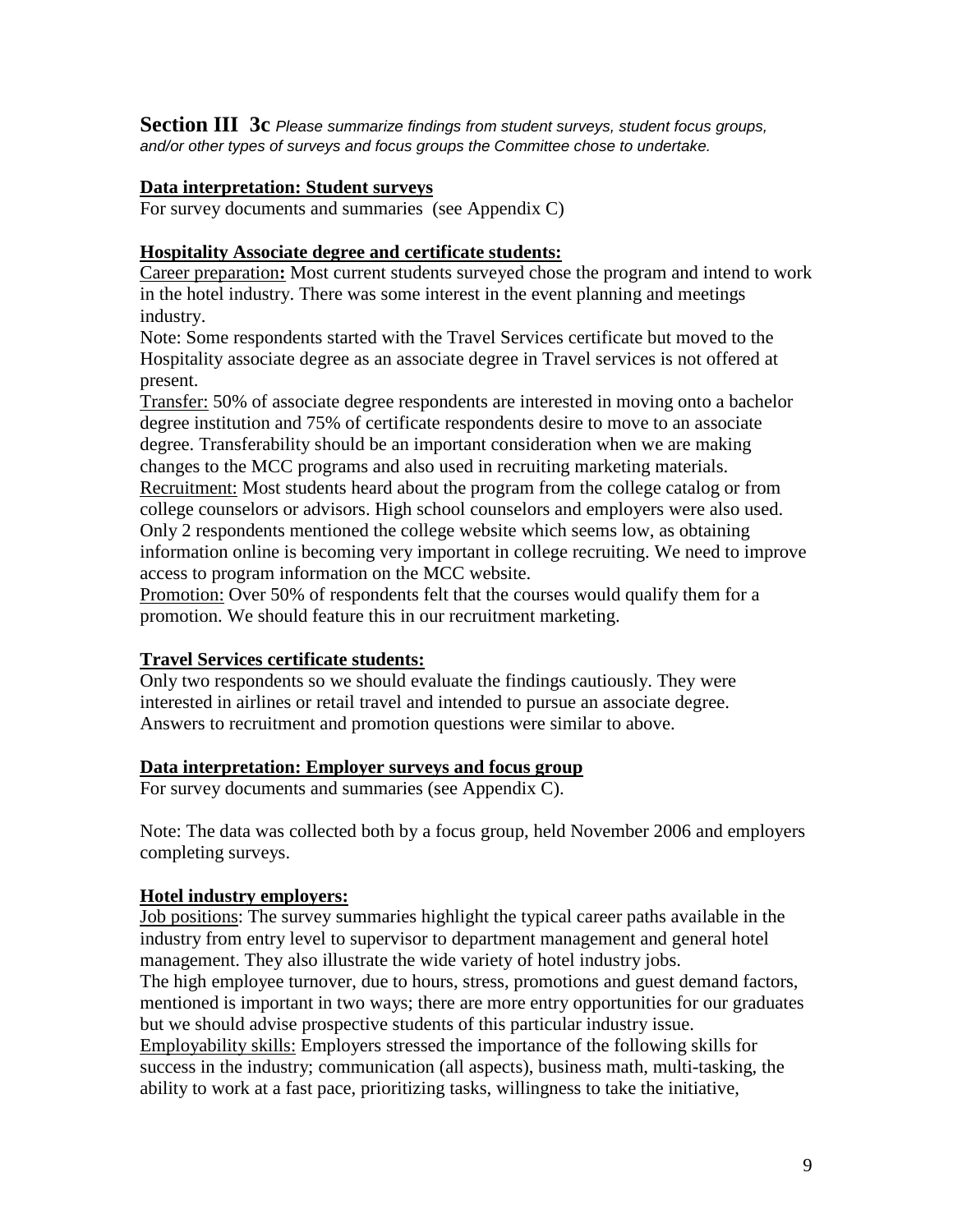**Section III 3c** *Please summarize findings from student surveys, student focus groups, and/or other types of surveys and focus groups the Committee chose to undertake.*

**Data interpretation: Student surveys**

For survey documents and summaries (see Appendix C)

**Hospitality Associate degree and certificate students:**

Career preparation**:** Most current students surveyed chose the program and intend to work in the hotel industry. There was some interest in the event planning and meetings industry.

Note: Some respondents started with the Travel Services certificate but moved to the Hospitality associate degree as an associate degree in Travel services is not offered at present.

Transfer: 50% of associate degree respondents are interested in moving onto a bachelor degree institution and 75% of certificate respondents desire to move to an associate degree. Transferability should be an important consideration when we are making changes to the MCC programs and also used in recruiting marketing materials.

Recruitment: Most students heard about the program from the college catalog or from college counselors or advisors. High school counselors and employers were also used. Only 2 respondents mentioned the college website which seems low, as obtaining information online is becoming very important in college recruiting. We need to improve access to program information on the MCC website.

Promotion: Over 50% of respondents felt that the courses would qualify them for a promotion. We should feature this in our recruitment marketing.

**Travel Services certificate students:**

Only two respondents so we should evaluate the findings cautiously. They were interested in airlines or retail travel and intended to pursue an associate degree. Answers to recruitment and promotion questions were similar to above.

**Data interpretation: Employer surveys and focus group**

For survey documents and summaries (see Appendix C).

Note: The data was collected both by a focus group, held November 2006 and employers completing surveys.

**Hotel industry employers:**

Job positions: The survey summaries highlight the typical career paths available in the industry from entry level to supervisor to department management and general hotel management. They also illustrate the wide variety of hotel industry jobs.

The high employee turnover, due to hours, stress, promotions and guest demand factors, mentioned is important in two ways; there are more entry opportunities for our graduates but we should advise prospective students of this particular industry issue.

Employability skills: Employers stressed the importance of the following skills for success in the industry; communication (all aspects), business math, multi-tasking, the ability to work at a fast pace, prioritizing tasks, willingness to take the initiative,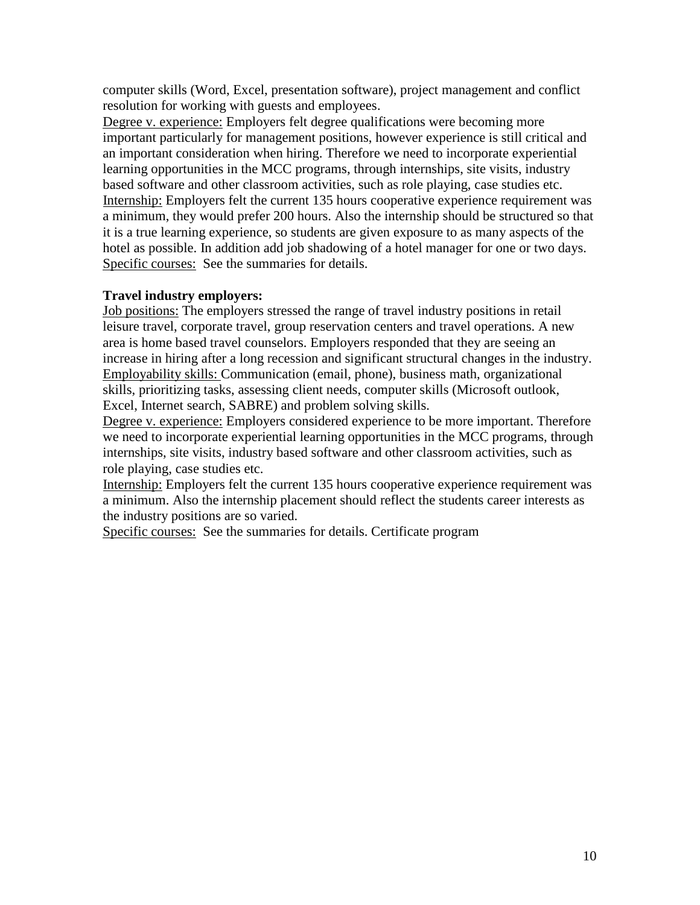computer skills (Word, Excel, presentation software), project management and conflict resolution for working with guests and employees.

Degree v. experience: Employers felt degree qualifications were becoming more important particularly for management positions, however experience is still critical and an important consideration when hiring. Therefore we need to incorporate experiential learning opportunities in the MCC programs, through internships, site visits, industry based software and other classroom activities, such as role playing, case studies etc.

Internship: Employers felt the current 135 hours cooperative experience requirement was a minimum, they would prefer 200 hours. Also the internship should be structured so that it is a true learning experience, so students are given exposure to as many aspects of the hotel as possible. In addition add job shadowing of a hotel manager for one or two days.

Specific courses: See the summaries for details.

**Travel industry employers:**

Job positions: The employers stressed the range of travel industry positions in retail leisure travel, corporate travel, group reservation centers and travel operations. A new area is home based travel counselors. Employers responded that they are seeing an increase in hiring after a long recession and significant structural changes in the industry.

Employability skills: Communication (email, phone), business math, organizational skills, prioritizing tasks, assessing client needs, computer skills (Microsoft outlook, Excel, Internet search, SABRE) and problem solving skills.

Degree v. experience: Employers considered experience to be more important. Therefore we need to incorporate experiential learning opportunities in the MCC programs, through internships, site visits, industry based software and other classroom activities, such as role playing, case studies etc.

Internship: Employers felt the current 135 hours cooperative experience requirement was a minimum. Also the internship placement should reflect the students career interests as the industry positions are so varied.

Specific courses: See the summaries for details. Certificate program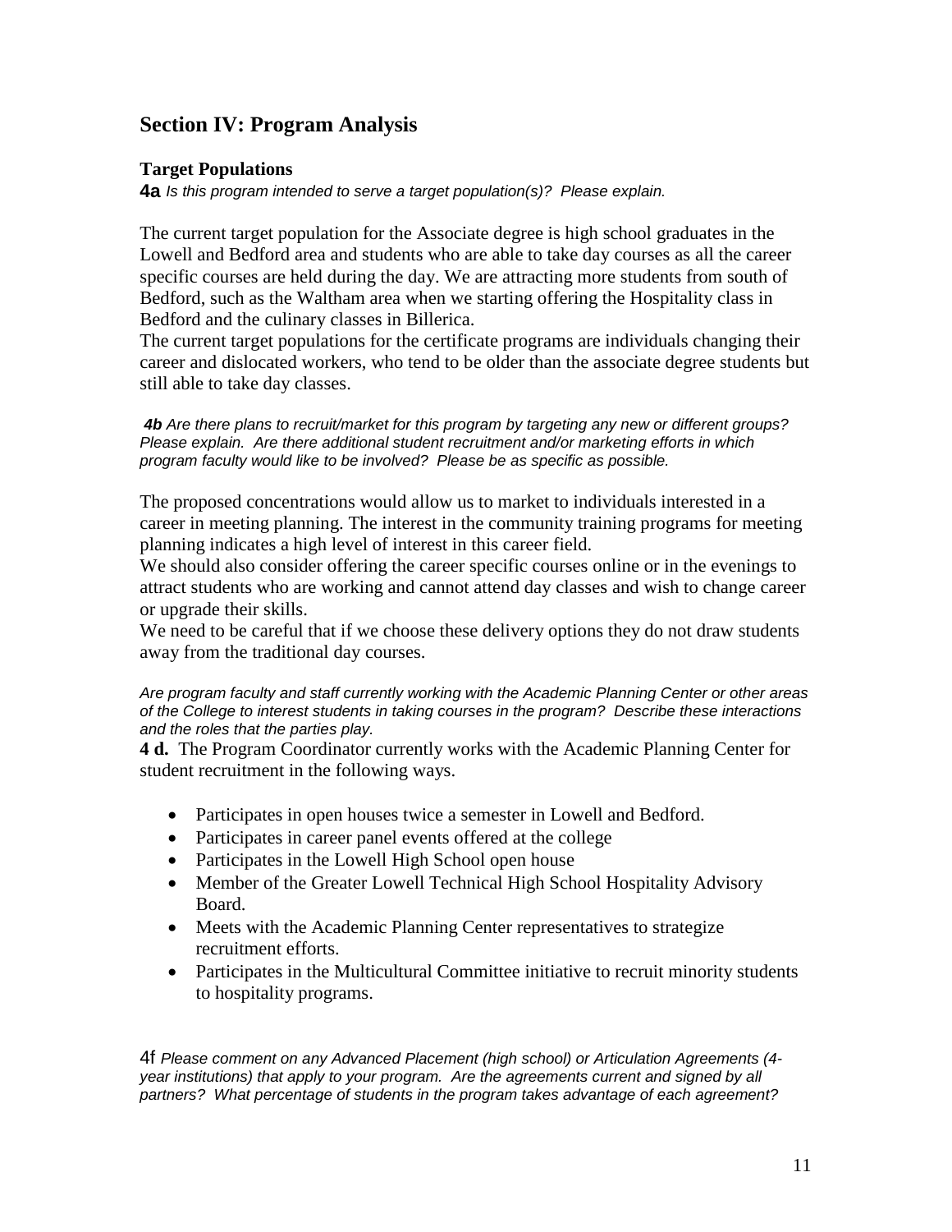## Section IV: Program Analysis

### Target Populations

**4a** *Is this program intended to serve a target population(s)? Please explain.*

The current target population for the Associate degree is high school graduates in the Lowell and Bedford area and students who are able to take day courses as all the career specific courses are held during the day. We are attracting more students from south of Bedford, such as the Waltham area when we starting offering the Hospitality class in Bedford and the culinary classes in Billerica.

The current target populations for the certificate programs are individuals changing their career and dislocated workers, who tend to be older than the associate degree students but still able to take day classes.

***4b*** *Are there plans to recruit/market for this program by targeting any new or different groups? Please explain. Are there additional student recruitment and/or marketing efforts in which program faculty would like to be involved? Please be as specific as possible.*

The proposed concentrations would allow us to market to individuals interested in a career in meeting planning. The interest in the community training programs for meeting planning indicates a high level of interest in this career field.

We should also consider offering the career specific courses online or in the evenings to attract students who are working and cannot attend day classes and wish to change career or upgrade their skills.

We need to be careful that if we choose these delivery options they do not draw students away from the traditional day courses.

*Are program faculty and staff currently working with the Academic Planning Center or other areas of the College to interest students in taking courses in the program? Describe these interactions and the roles that the parties play.*

**4 d.** The Program Coordinator currently works with the Academic Planning Center for student recruitment in the following ways.

- Participates in open houses twice a semester in Lowell and Bedford.
- Participates in career panel events offered at the college
- Participates in the Lowell High School open house
- Member of the Greater Lowell Technical High School Hospitality Advisory Board.
- Meets with the Academic Planning Center representatives to strategize recruitment efforts.
- Participates in the Multicultural Committee initiative to recruit minority students to hospitality programs.

4f *Please comment on any Advanced Placement (high school) or Articulation Agreements (4-year institutions) that apply to your program. Are the agreements current and signed by all partners? What percentage of students in the program takes advantage of each agreement?*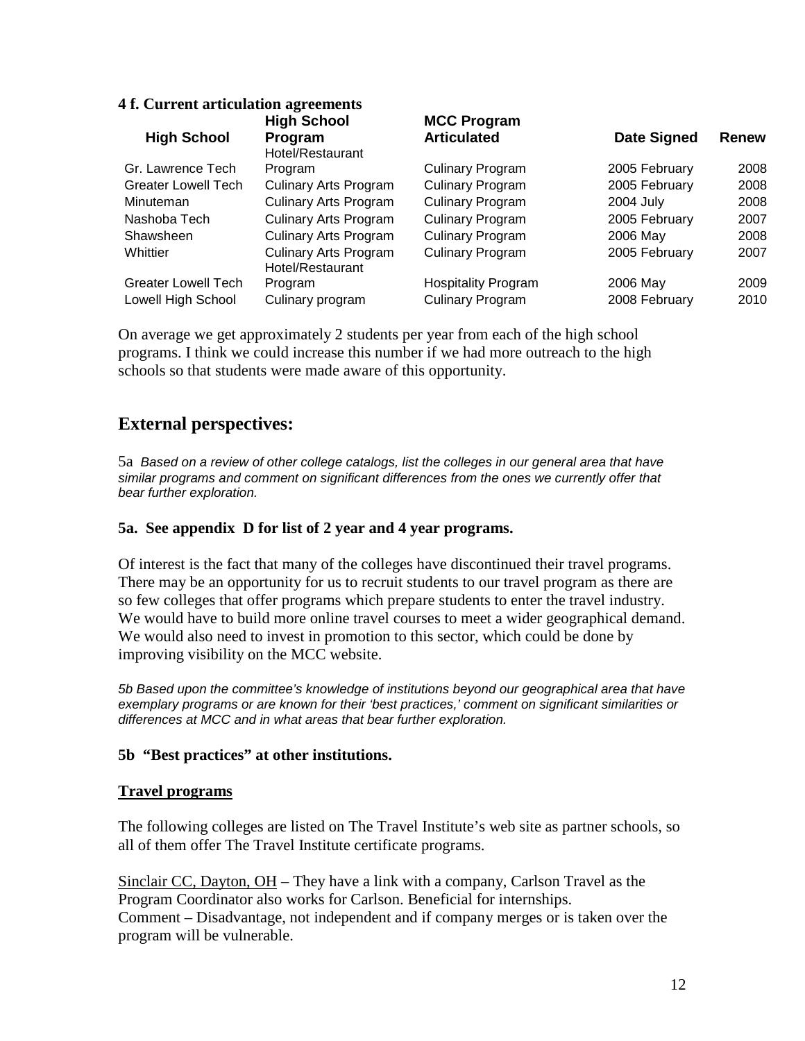**4 f. Current articulation agreements**

| High School | High School Program | MCC Program Articulated | Date Signed | Renew |
|---|---|---|---|---|
| Gr. Lawrence Tech | Hotel/Restaurant Program | Culinary Program | 2005 February | 2008 |
| Greater Lowell Tech | Culinary Arts Program | Culinary Program | 2005 February | 2008 |
| Minuteman | Culinary Arts Program | Culinary Program | 2004 July | 2008 |
| Nashoba Tech | Culinary Arts Program | Culinary Program | 2005 February | 2007 |
| Shawsheen | Culinary Arts Program | Culinary Program | 2006 May | 2008 |
| Whittier | Culinary Arts Program | Culinary Program | 2005 February | 2007 |
| Greater Lowell Tech | Hotel/Restaurant Program | Hospitality Program | 2006 May | 2009 |
| Lowell High School | Culinary program | Culinary Program | 2008 February | 2010 |

On average we get approximately 2 students per year from each of the high school programs. I think we could increase this number if we had more outreach to the high schools so that students were made aware of this opportunity.

## External perspectives:

5a *Based on a review of other college catalogs, list the colleges in our general area that have similar programs and comment on significant differences from the ones we currently offer that bear further exploration.*

**5a. See appendix D for list of 2 year and 4 year programs.**

Of interest is the fact that many of the colleges have discontinued their travel programs. There may be an opportunity for us to recruit students to our travel program as there are so few colleges that offer programs which prepare students to enter the travel industry. We would have to build more online travel courses to meet a wider geographical demand. We would also need to invest in promotion to this sector, which could be done by improving visibility on the MCC website.

*5b Based upon the committee's knowledge of institutions beyond our geographical area that have exemplary programs or are known for their 'best practices,' comment on significant similarities or differences at MCC and in what areas that bear further exploration.*

**5b "Best practices" at other institutions.**

**Travel programs**

The following colleges are listed on The Travel Institute's web site as partner schools, so all of them offer The Travel Institute certificate programs.

Sinclair CC, Dayton, OH – They have a link with a company, Carlson Travel as the Program Coordinator also works for Carlson. Beneficial for internships.
Comment – Disadvantage, not independent and if company merges or is taken over the program will be vulnerable.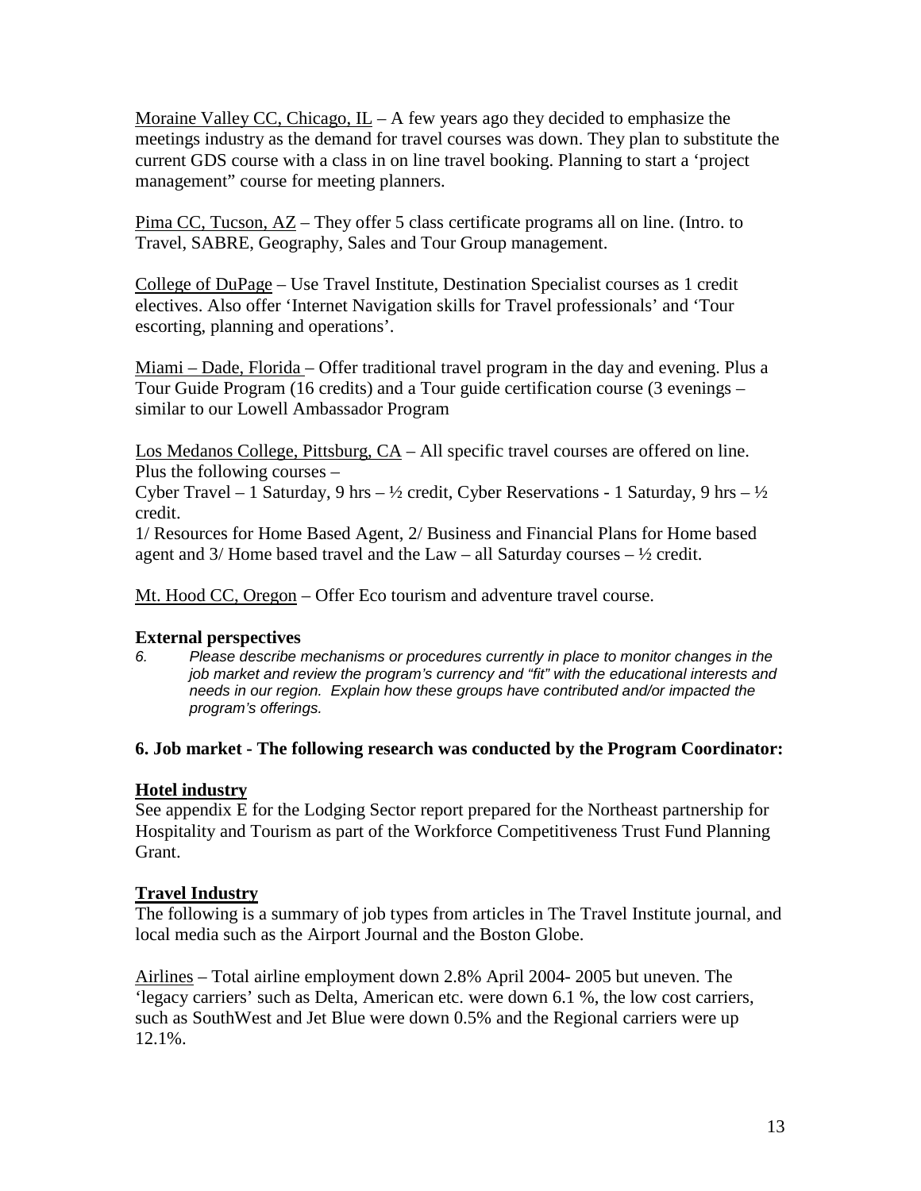<u>Moraine Valley CC, Chicago, IL</u> – A few years ago they decided to emphasize the meetings industry as the demand for travel courses was down. They plan to substitute the current GDS course with a class in on line travel booking. Planning to start a 'project management" course for meeting planners.

<u>Pima CC, Tucson, AZ</u> – They offer 5 class certificate programs all on line. (Intro. to Travel, SABRE, Geography, Sales and Tour Group management.

<u>College of DuPage</u> – Use Travel Institute, Destination Specialist courses as 1 credit electives. Also offer 'Internet Navigation skills for Travel professionals' and 'Tour escorting, planning and operations'.

<u>Miami – Dade, Florida</u> – Offer traditional travel program in the day and evening. Plus a Tour Guide Program (16 credits) and a Tour guide certification course (3 evenings – similar to our Lowell Ambassador Program

<u>Los Medanos College, Pittsburg, CA</u> – All specific travel courses are offered on line. Plus the following courses –

Cyber Travel – 1 Saturday, 9 hrs – ½ credit, Cyber Reservations - 1 Saturday, 9 hrs – ½ credit.

1/ Resources for Home Based Agent, 2/ Business and Financial Plans for Home based agent and 3/ Home based travel and the Law – all Saturday courses – ½ credit.

<u>Mt. Hood CC, Oregon</u> – Offer Eco tourism and adventure travel course.

**External perspectives**

6. *Please describe mechanisms or procedures currently in place to monitor changes in the job market and review the program's currency and "fit" with the educational interests and needs in our region. Explain how these groups have contributed and/or impacted the program's offerings.*

**6. Job market - The following research was conducted by the Program Coordinator:**

**<u>Hotel industry</u>**

See appendix E for the Lodging Sector report prepared for the Northeast partnership for Hospitality and Tourism as part of the Workforce Competitiveness Trust Fund Planning Grant.

**<u>Travel Industry</u>**

The following is a summary of job types from articles in The Travel Institute journal, and local media such as the Airport Journal and the Boston Globe.

<u>Airlines</u> – Total airline employment down 2.8% April 2004- 2005 but uneven. The 'legacy carriers' such as Delta, American etc. were down 6.1 %, the low cost carriers, such as SouthWest and Jet Blue were down 0.5% and the Regional carriers were up 12.1%.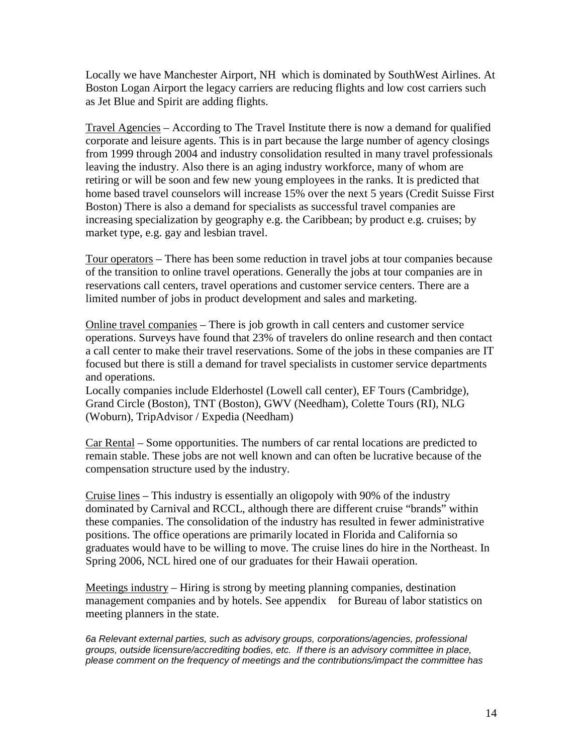Locally we have Manchester Airport, NH which is dominated by SouthWest Airlines. At Boston Logan Airport the legacy carriers are reducing flights and low cost carriers such as Jet Blue and Spirit are adding flights.

Travel Agencies – According to The Travel Institute there is now a demand for qualified corporate and leisure agents. This is in part because the large number of agency closings from 1999 through 2004 and industry consolidation resulted in many travel professionals leaving the industry. Also there is an aging industry workforce, many of whom are retiring or will be soon and few new young employees in the ranks. It is predicted that home based travel counselors will increase 15% over the next 5 years (Credit Suisse First Boston) There is also a demand for specialists as successful travel companies are increasing specialization by geography e.g. the Caribbean; by product e.g. cruises; by market type, e.g. gay and lesbian travel.

Tour operators – There has been some reduction in travel jobs at tour companies because of the transition to online travel operations. Generally the jobs at tour companies are in reservations call centers, travel operations and customer service centers. There are a limited number of jobs in product development and sales and marketing.

Online travel companies – There is job growth in call centers and customer service operations. Surveys have found that 23% of travelers do online research and then contact a call center to make their travel reservations. Some of the jobs in these companies are IT focused but there is still a demand for travel specialists in customer service departments and operations.
Locally companies include Elderhostel (Lowell call center), EF Tours (Cambridge), Grand Circle (Boston), TNT (Boston), GWV (Needham), Colette Tours (RI), NLG (Woburn), TripAdvisor / Expedia (Needham)

Car Rental – Some opportunities. The numbers of car rental locations are predicted to remain stable. These jobs are not well known and can often be lucrative because of the compensation structure used by the industry.

Cruise lines – This industry is essentially an oligopoly with 90% of the industry dominated by Carnival and RCCL, although there are different cruise "brands" within these companies. The consolidation of the industry has resulted in fewer administrative positions. The office operations are primarily located in Florida and California so graduates would have to be willing to move. The cruise lines do hire in the Northeast. In Spring 2006, NCL hired one of our graduates for their Hawaii operation.

Meetings industry – Hiring is strong by meeting planning companies, destination management companies and by hotels. See appendix for Bureau of labor statistics on meeting planners in the state.

*6a Relevant external parties, such as advisory groups, corporations/agencies, professional groups, outside licensure/accrediting bodies, etc. If there is an advisory committee in place, please comment on the frequency of meetings and the contributions/impact the committee has*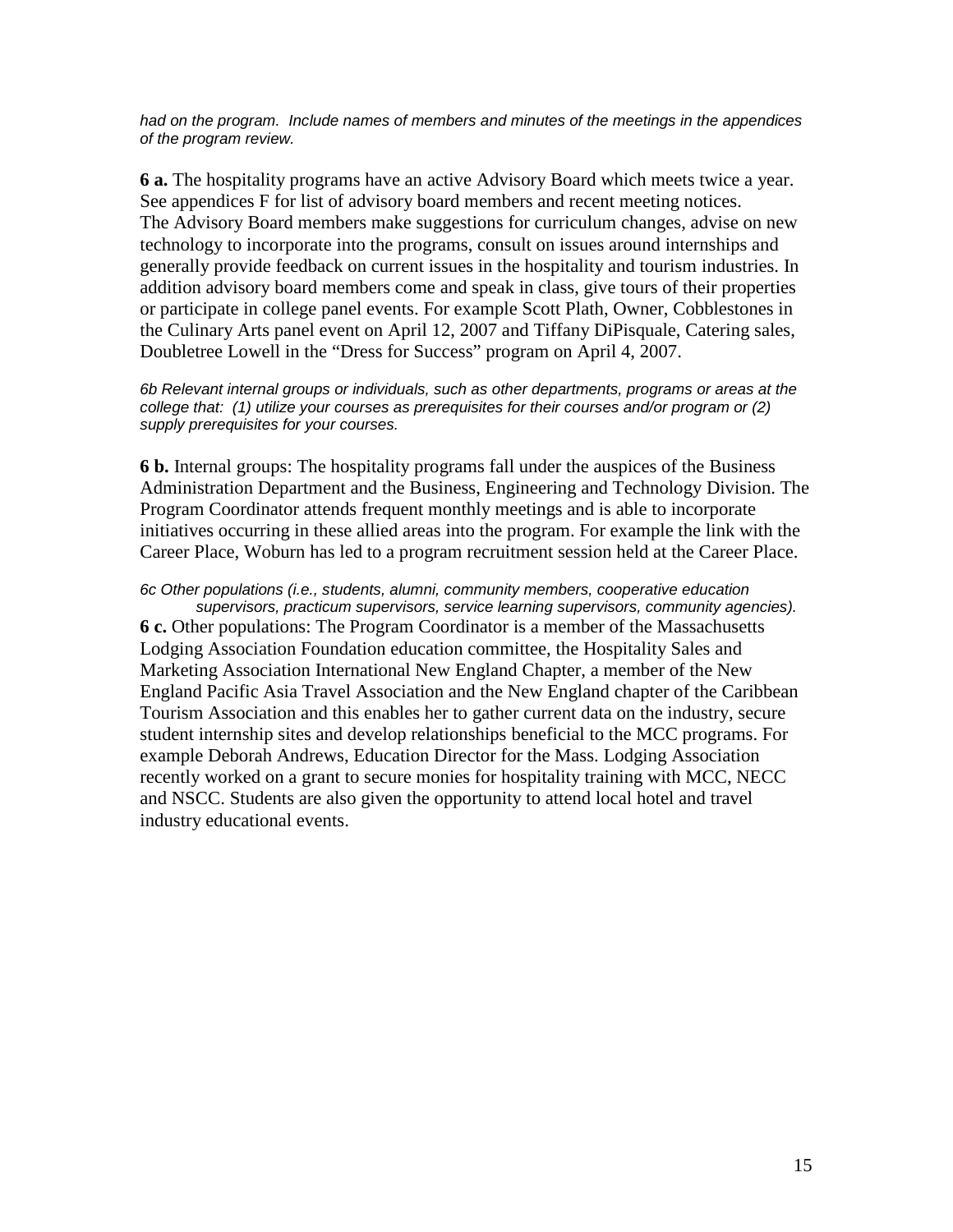*had on the program. Include names of members and minutes of the meetings in the appendices of the program review.*

**6 a.** The hospitality programs have an active Advisory Board which meets twice a year. See appendices F for list of advisory board members and recent meeting notices. The Advisory Board members make suggestions for curriculum changes, advise on new technology to incorporate into the programs, consult on issues around internships and generally provide feedback on current issues in the hospitality and tourism industries. In addition advisory board members come and speak in class, give tours of their properties or participate in college panel events. For example Scott Plath, Owner, Cobblestones in the Culinary Arts panel event on April 12, 2007 and Tiffany DiPisquale, Catering sales, Doubletree Lowell in the "Dress for Success" program on April 4, 2007.

*6b Relevant internal groups or individuals, such as other departments, programs or areas at the college that: (1) utilize your courses as prerequisites for their courses and/or program or (2) supply prerequisites for your courses.*

**6 b.** Internal groups: The hospitality programs fall under the auspices of the Business Administration Department and the Business, Engineering and Technology Division. The Program Coordinator attends frequent monthly meetings and is able to incorporate initiatives occurring in these allied areas into the program. For example the link with the Career Place, Woburn has led to a program recruitment session held at the Career Place.

*6c Other populations (i.e., students, alumni, community members, cooperative education supervisors, practicum supervisors, service learning supervisors, community agencies).*

**6 c.** Other populations: The Program Coordinator is a member of the Massachusetts Lodging Association Foundation education committee, the Hospitality Sales and Marketing Association International New England Chapter, a member of the New England Pacific Asia Travel Association and the New England chapter of the Caribbean Tourism Association and this enables her to gather current data on the industry, secure student internship sites and develop relationships beneficial to the MCC programs. For example Deborah Andrews, Education Director for the Mass. Lodging Association recently worked on a grant to secure monies for hospitality training with MCC, NECC and NSCC. Students are also given the opportunity to attend local hotel and travel industry educational events.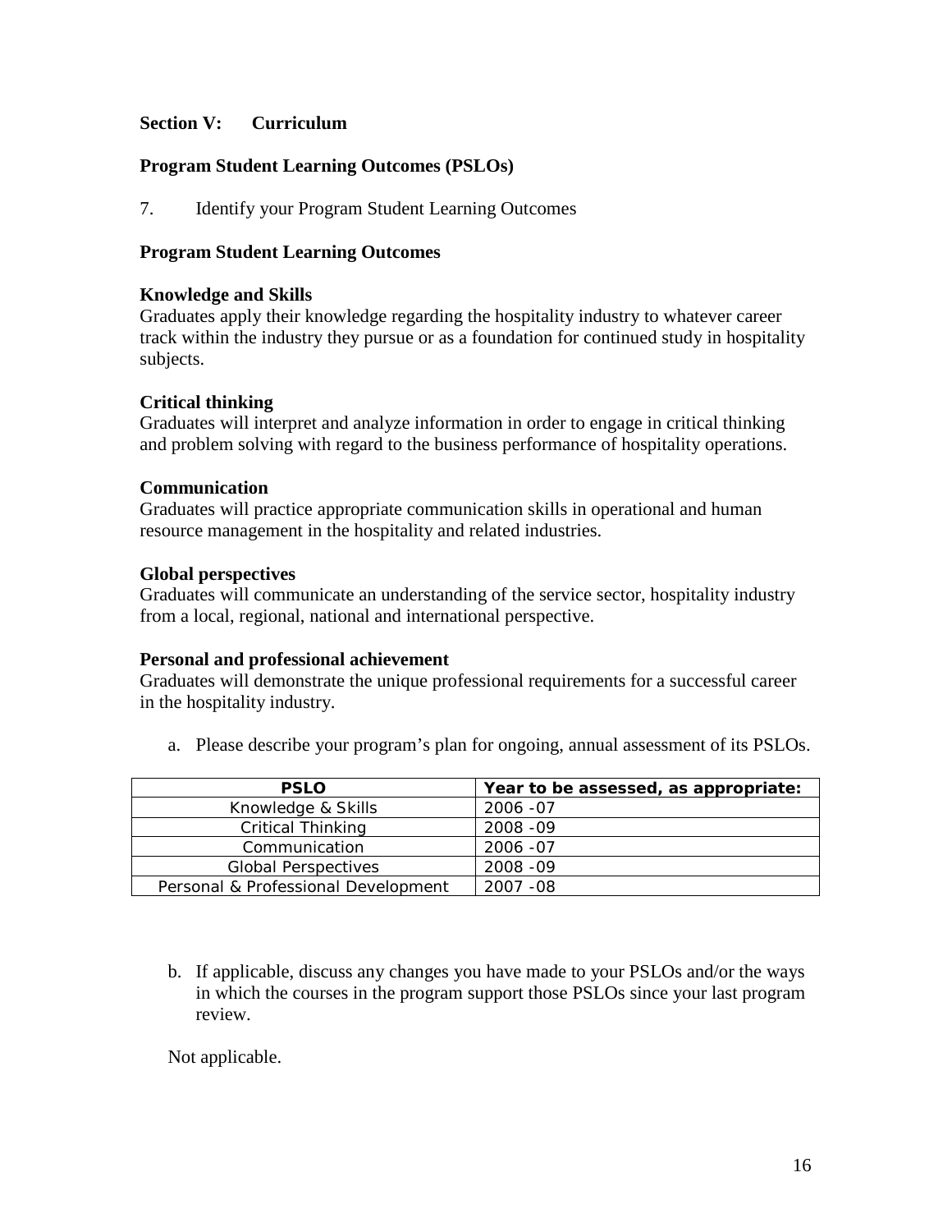## Section V: Curriculum

### Program Student Learning Outcomes (PSLOs)

7. Identify your Program Student Learning Outcomes

**Program Student Learning Outcomes**

**Knowledge and Skills**
Graduates apply their knowledge regarding the hospitality industry to whatever career track within the industry they pursue or as a foundation for continued study in hospitality subjects.

**Critical thinking**
Graduates will interpret and analyze information in order to engage in critical thinking and problem solving with regard to the business performance of hospitality operations.

**Communication**
Graduates will practice appropriate communication skills in operational and human resource management in the hospitality and related industries.

**Global perspectives**
Graduates will communicate an understanding of the service sector, hospitality industry from a local, regional, national and international perspective.

**Personal and professional achievement**
Graduates will demonstrate the unique professional requirements for a successful career in the hospitality industry.

a. Please describe your program's plan for ongoing, annual assessment of its PSLOs.

| PSLO | Year to be assessed, as appropriate: |
|---|---|
| Knowledge & Skills | 2006 -07 |
| Critical Thinking | 2008 -09 |
| Communication | 2006 -07 |
| Global Perspectives | 2008 -09 |
| Personal & Professional Development | 2007 -08 |

b. If applicable, discuss any changes you have made to your PSLOs and/or the ways in which the courses in the program support those PSLOs since your last program review.

Not applicable.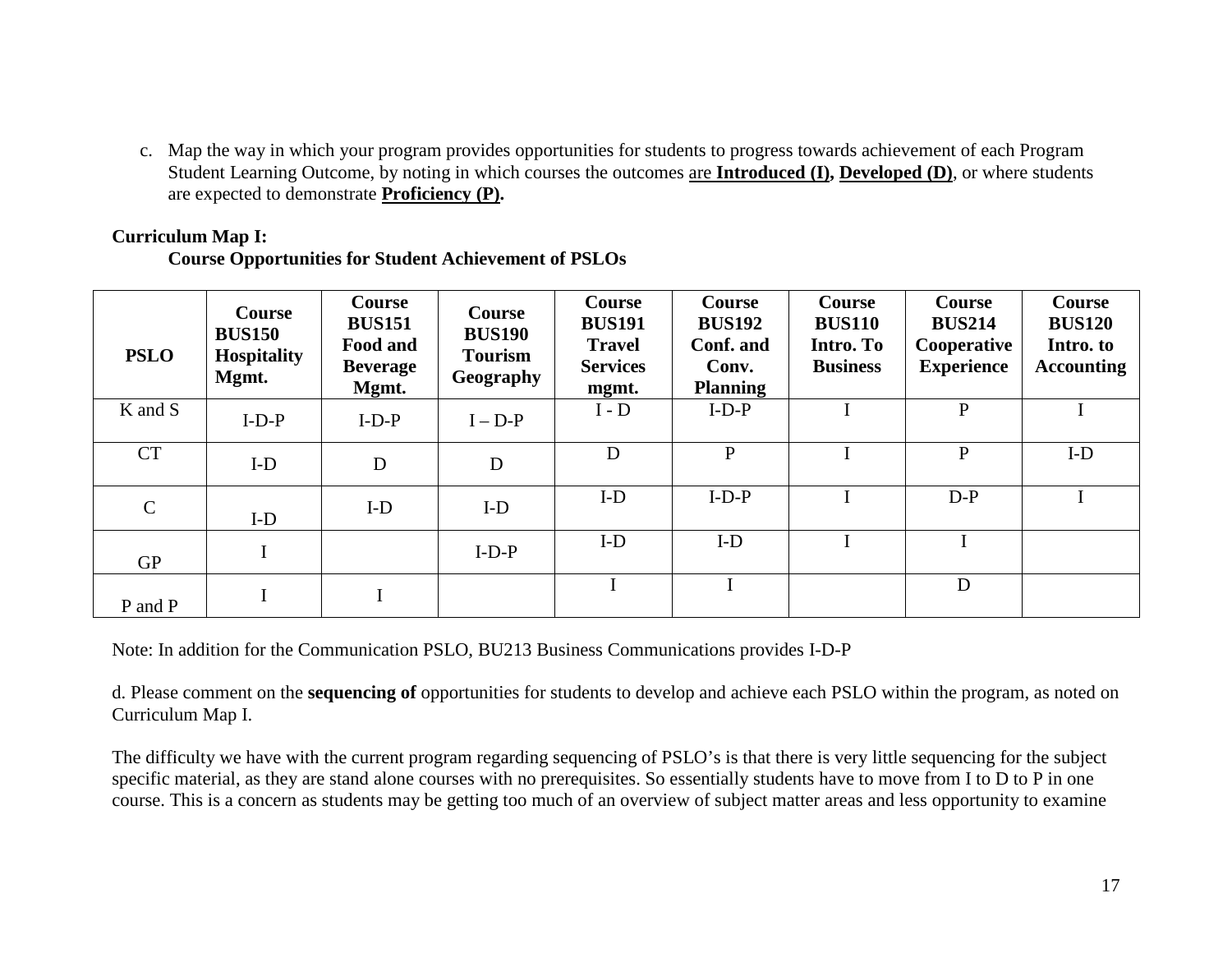c. Map the way in which your program provides opportunities for students to progress towards achievement of each Program Student Learning Outcome, by noting in which courses the outcomes are **Introduced (I), Developed (D)**, or where students are expected to demonstrate **Proficiency (P).**

**Curriculum Map I:**

**Course Opportunities for Student Achievement of PSLOs**

| PSLO | Course BUS150 Hospitality Mgmt. | Course BUS151 Food and Beverage Mgmt. | Course BUS190 Tourism Geography | Course BUS191 Travel Services mgmt. | Course BUS192 Conf. and Conv. Planning | Course BUS110 Intro. To Business | Course BUS214 Cooperative Experience | Course BUS120 Intro. to Accounting |
|---|---|---|---|---|---|---|---|---|
| K and S | I-D-P | I-D-P | I – D-P | I - D | I-D-P | I | P | I |
| CT | I-D | D | D | D | P | I | P | I-D |
| C | I-D | I-D | I-D | I-D | I-D-P | I | D-P | I |
| GP | I | | I-D-P | I-D | I-D | I | I | |
| P and P | I | I | | I | I | | D | |

Note: In addition for the Communication PSLO, BU213 Business Communications provides I-D-P

d. Please comment on the **sequencing of** opportunities for students to develop and achieve each PSLO within the program, as noted on Curriculum Map I.

The difficulty we have with the current program regarding sequencing of PSLO's is that there is very little sequencing for the subject specific material, as they are stand alone courses with no prerequisites. So essentially students have to move from I to D to P in one course. This is a concern as students may be getting too much of an overview of subject matter areas and less opportunity to examine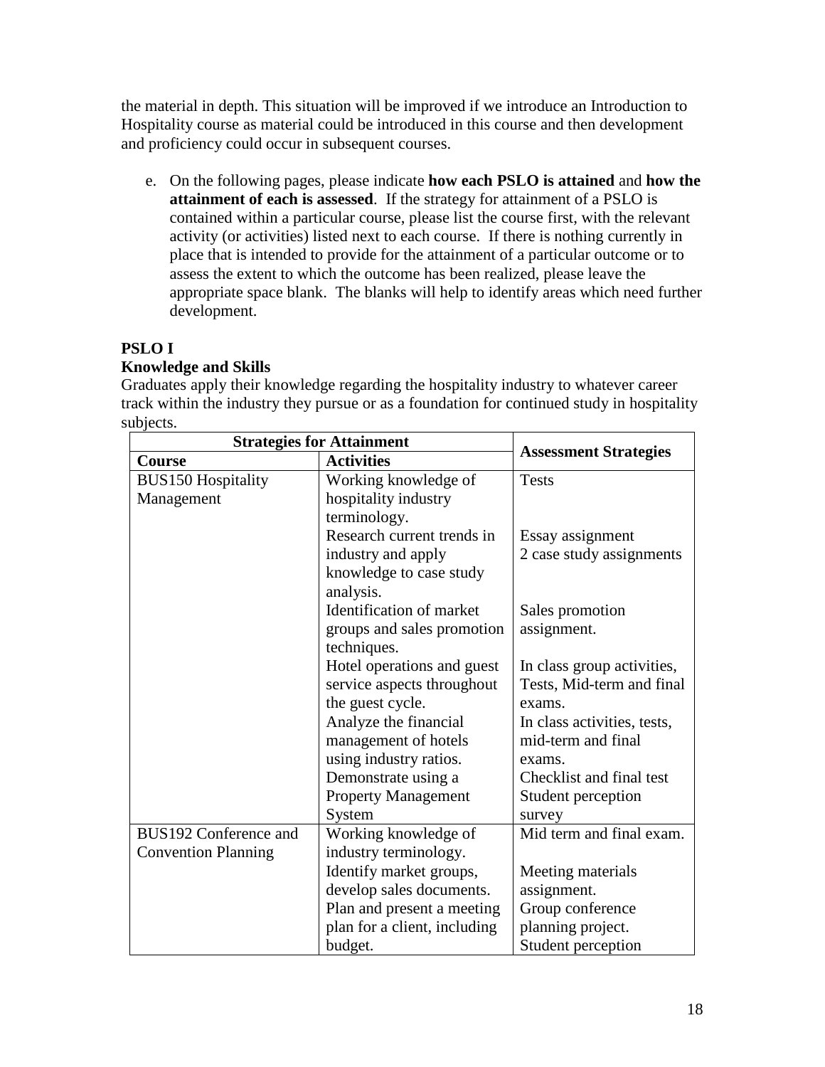the material in depth. This situation will be improved if we introduce an Introduction to Hospitality course as material could be introduced in this course and then development and proficiency could occur in subsequent courses.

e. On the following pages, please indicate **how each PSLO is attained** and **how the attainment of each is assessed**. If the strategy for attainment of a PSLO is contained within a particular course, please list the course first, with the relevant activity (or activities) listed next to each course. If there is nothing currently in place that is intended to provide for the attainment of a particular outcome or to assess the extent to which the outcome has been realized, please leave the appropriate space blank. The blanks will help to identify areas which need further development.

**PSLO I**
**Knowledge and Skills**
Graduates apply their knowledge regarding the hospitality industry to whatever career track within the industry they pursue or as a foundation for continued study in hospitality subjects.

| Strategies for Attainment | | Assessment Strategies |
|---|---|---|
| **Course** | **Activities** | |
| BUS150 Hospitality Management | Working knowledge of hospitality industry terminology. | Tests |
| | Research current trends in industry and apply knowledge to case study analysis. | Essay assignment<br>2 case study assignments |
| | Identification of market groups and sales promotion techniques. | Sales promotion assignment. |
| | Hotel operations and guest service aspects throughout the guest cycle. | In class group activities, Tests, Mid-term and final exams. |
| | Analyze the financial management of hotels using industry ratios. | In class activities, tests, mid-term and final exams. |
| | Demonstrate using a Property Management System | Checklist and final test<br>Student perception survey |
| BUS192 Conference and Convention Planning | Working knowledge of industry terminology. | Mid term and final exam. |
| | Identify market groups, develop sales documents. | Meeting materials assignment. |
| | Plan and present a meeting plan for a client, including budget. | Group conference planning project.<br>Student perception |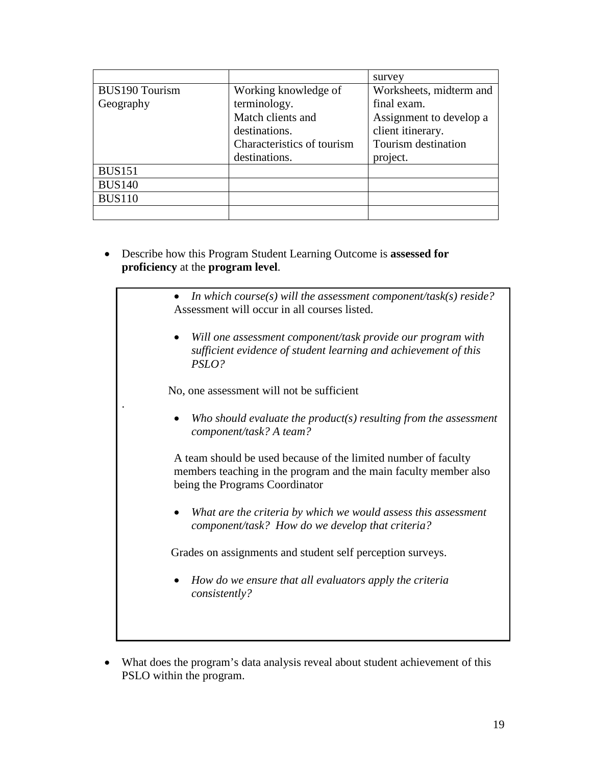| | | |
|---|---|---|
| | | survey |
| BUS190 Tourism Geography | Working knowledge of terminology.<br>Match clients and destinations.<br>Characteristics of tourism destinations. | Worksheets, midterm and final exam.<br>Assignment to develop a client itinerary.<br>Tourism destination project. |
| BUS151 | | |
| BUS140 | | |
| BUS110 | | |
| | | |

- Describe how this Program Student Learning Outcome is **assessed for proficiency** at the **program level**.

> - *In which course(s) will the assessment component/task(s) reside?*
>
> Assessment will occur in all courses listed.
>
> - *Will one assessment component/task provide our program with sufficient evidence of student learning and achievement of this PSLO?*
>
> No, one assessment will not be sufficient
>
> .
>
> - *Who should evaluate the product(s) resulting from the assessment component/task? A team?*
>
> A team should be used because of the limited number of faculty members teaching in the program and the main faculty member also being the Programs Coordinator
>
> - *What are the criteria by which we would assess this assessment component/task? How do we develop that criteria?*
>
> Grades on assignments and student self perception surveys.
>
> - *How do we ensure that all evaluators apply the criteria consistently?*

- What does the program's data analysis reveal about student achievement of this PSLO within the program.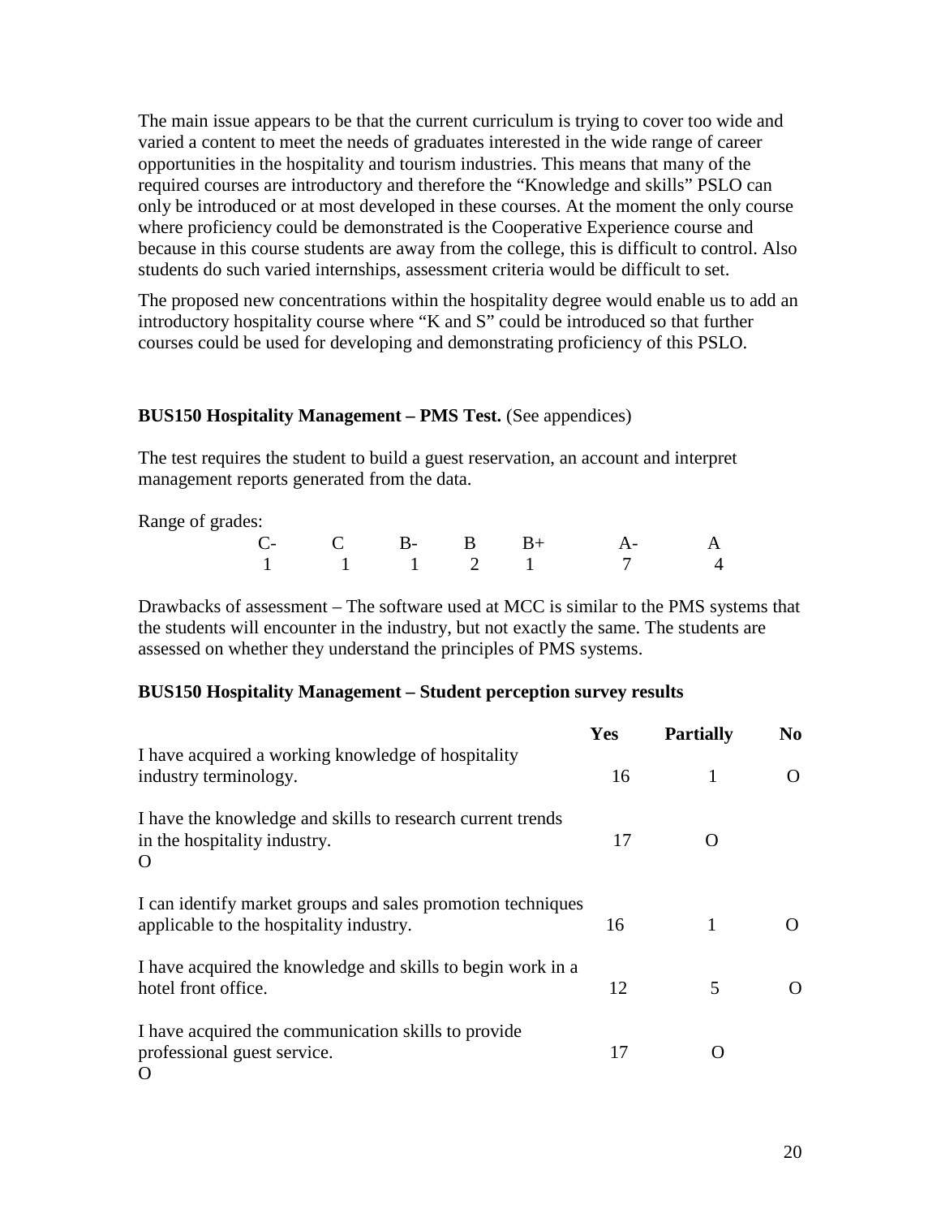The main issue appears to be that the current curriculum is trying to cover too wide and varied a content to meet the needs of graduates interested in the wide range of career opportunities in the hospitality and tourism industries. This means that many of the required courses are introductory and therefore the "Knowledge and skills" PSLO can only be introduced or at most developed in these courses. At the moment the only course where proficiency could be demonstrated is the Cooperative Experience course and because in this course students are away from the college, this is difficult to control. Also students do such varied internships, assessment criteria would be difficult to set.

The proposed new concentrations within the hospitality degree would enable us to add an introductory hospitality course where "K and S" could be introduced so that further courses could be used for developing and demonstrating proficiency of this PSLO.

**BUS150 Hospitality Management – PMS Test.** (See appendices)

The test requires the student to build a guest reservation, an account and interpret management reports generated from the data.

Range of grades:

| C- | C | B- | B | B+ | A- | A |
|---|---|---|---|---|---|---|
| 1 | 1 | 1 | 2 | 1 | 7 | 4 |

Drawbacks of assessment – The software used at MCC is similar to the PMS systems that the students will encounter in the industry, but not exactly the same. The students are assessed on whether they understand the principles of PMS systems.

**BUS150 Hospitality Management – Student perception survey results**

| | Yes | Partially | No |
|---|---|---|---|
| I have acquired a working knowledge of hospitality industry terminology. | 16 | 1 | O |
| I have the knowledge and skills to research current trends in the hospitality industry. O | 17 | O | |
| I can identify market groups and sales promotion techniques applicable to the hospitality industry. | 16 | 1 | O |
| I have acquired the knowledge and skills to begin work in a hotel front office. | 12 | 5 | O |
| I have acquired the communication skills to provide professional guest service. O | 17 | O | |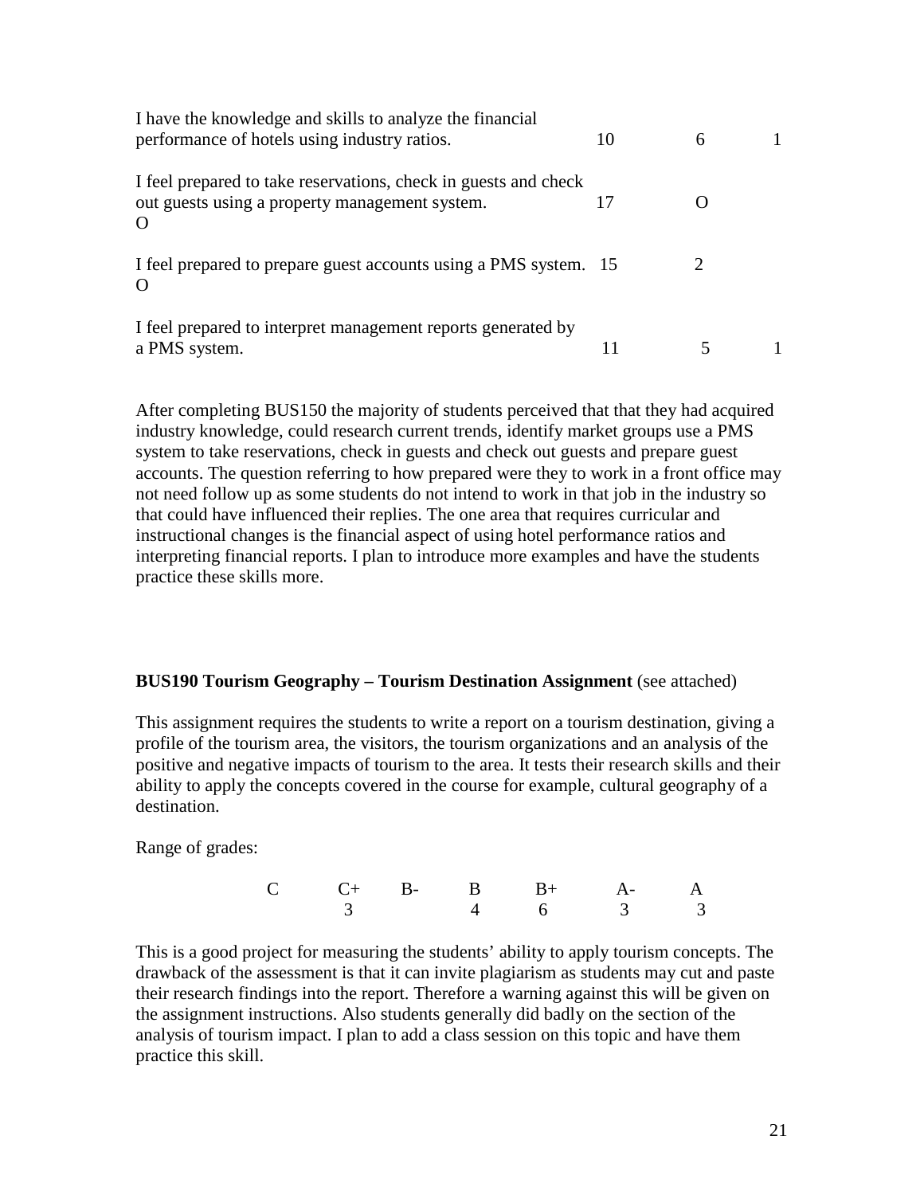| | | | |
|---|---|---|---|
| I have the knowledge and skills to analyze the financial performance of hotels using industry ratios. | 10 | 6 | 1 |
| I feel prepared to take reservations, check in guests and check out guests using a property management system. O | 17 | O | |
| I feel prepared to prepare guest accounts using a PMS system. O | 15 | 2 | |
| I feel prepared to interpret management reports generated by a PMS system. | 11 | 5 | 1 |

After completing BUS150 the majority of students perceived that that they had acquired industry knowledge, could research current trends, identify market groups use a PMS system to take reservations, check in guests and check out guests and prepare guest accounts. The question referring to how prepared were they to work in a front office may not need follow up as some students do not intend to work in that job in the industry so that could have influenced their replies. The one area that requires curricular and instructional changes is the financial aspect of using hotel performance ratios and interpreting financial reports. I plan to introduce more examples and have the students practice these skills more.

**BUS190 Tourism Geography – Tourism Destination Assignment** (see attached)

This assignment requires the students to write a report on a tourism destination, giving a profile of the tourism area, the visitors, the tourism organizations and an analysis of the positive and negative impacts of tourism to the area. It tests their research skills and their ability to apply the concepts covered in the course for example, cultural geography of a destination.

Range of grades:

| C | C+ | B- | B | B+ | A- | A |
|---|---|---|---|---|---|---|
| | 3 | | 4 | 6 | 3 | 3 |

This is a good project for measuring the students' ability to apply tourism concepts. The drawback of the assessment is that it can invite plagiarism as students may cut and paste their research findings into the report. Therefore a warning against this will be given on the assignment instructions. Also students generally did badly on the section of the analysis of tourism impact. I plan to add a class session on this topic and have them practice this skill.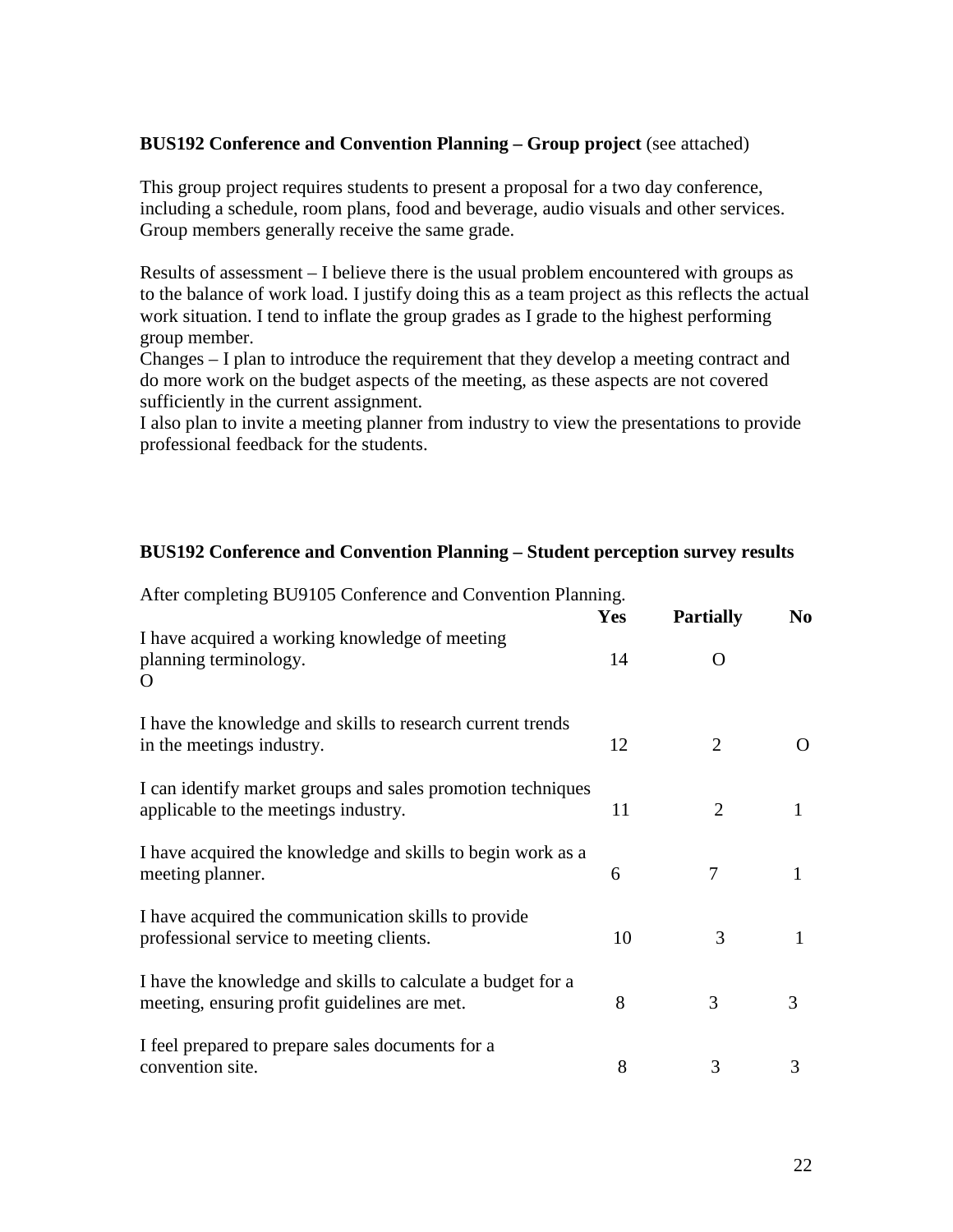**BUS192 Conference and Convention Planning – Group project** (see attached)

This group project requires students to present a proposal for a two day conference, including a schedule, room plans, food and beverage, audio visuals and other services. Group members generally receive the same grade.

Results of assessment – I believe there is the usual problem encountered with groups as to the balance of work load. I justify doing this as a team project as this reflects the actual work situation. I tend to inflate the group grades as I grade to the highest performing group member.

Changes – I plan to introduce the requirement that they develop a meeting contract and do more work on the budget aspects of the meeting, as these aspects are not covered sufficiently in the current assignment.

I also plan to invite a meeting planner from industry to view the presentations to provide professional feedback for the students.

**BUS192 Conference and Convention Planning – Student perception survey results**

| After completing BU9105 Conference and Convention Planning. | **Yes** | **Partially** | **No** |
|---|---|---|---|
| I have acquired a working knowledge of meeting planning terminology. O | 14 | O | |
| I have the knowledge and skills to research current trends in the meetings industry. | 12 | 2 | O |
| I can identify market groups and sales promotion techniques applicable to the meetings industry. | 11 | 2 | 1 |
| I have acquired the knowledge and skills to begin work as a meeting planner. | 6 | 7 | 1 |
| I have acquired the communication skills to provide professional service to meeting clients. | 10 | 3 | 1 |
| I have the knowledge and skills to calculate a budget for a meeting, ensuring profit guidelines are met. | 8 | 3 | 3 |
| I feel prepared to prepare sales documents for a convention site. | 8 | 3 | 3 |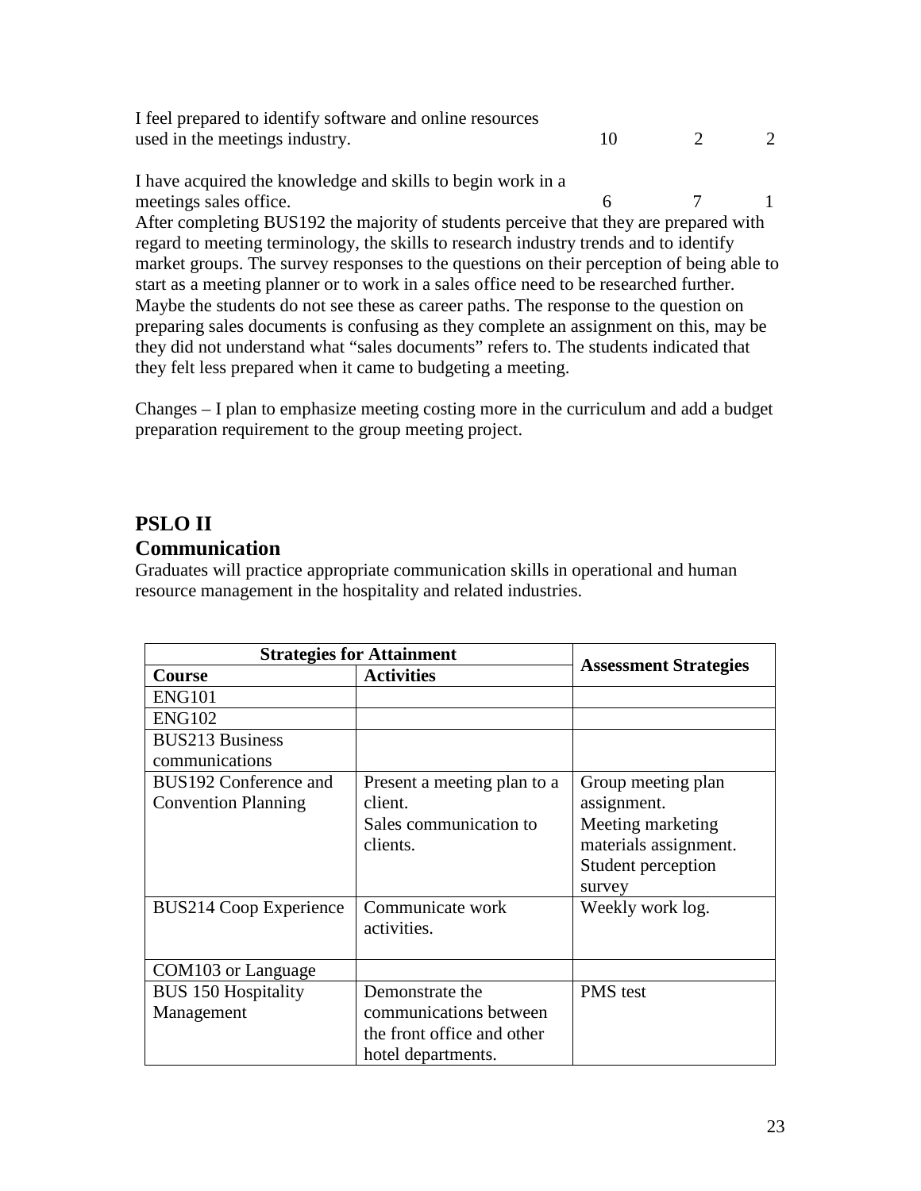| | | | |
|---|---|---|---|
| I feel prepared to identify software and online resources used in the meetings industry. | 10 | 2 | 2 |
| I have acquired the knowledge and skills to begin work in a meetings sales office. | 6 | 7 | 1 |

After completing BUS192 the majority of students perceive that they are prepared with regard to meeting terminology, the skills to research industry trends and to identify market groups. The survey responses to the questions on their perception of being able to start as a meeting planner or to work in a sales office need to be researched further. Maybe the students do not see these as career paths. The response to the question on preparing sales documents is confusing as they complete an assignment on this, may be they did not understand what "sales documents" refers to. The students indicated that they felt less prepared when it came to budgeting a meeting.

Changes – I plan to emphasize meeting costing more in the curriculum and add a budget preparation requirement to the group meeting project.

## PSLO II

## Communication

Graduates will practice appropriate communication skills in operational and human resource management in the hospitality and related industries.

| Strategies for Attainment | | Assessment Strategies |
|---|---|---|
| **Course** | **Activities** | |
| ENG101 | | |
| ENG102 | | |
| BUS213 Business communications | | |
| BUS192 Conference and Convention Planning | Present a meeting plan to a client.<br>Sales communication to clients. | Group meeting plan assignment.<br>Meeting marketing materials assignment.<br>Student perception survey |
| BUS214 Coop Experience | Communicate work activities. | Weekly work log. |
| COM103 or Language | | |
| BUS 150 Hospitality Management | Demonstrate the communications between the front office and other hotel departments. | PMS test |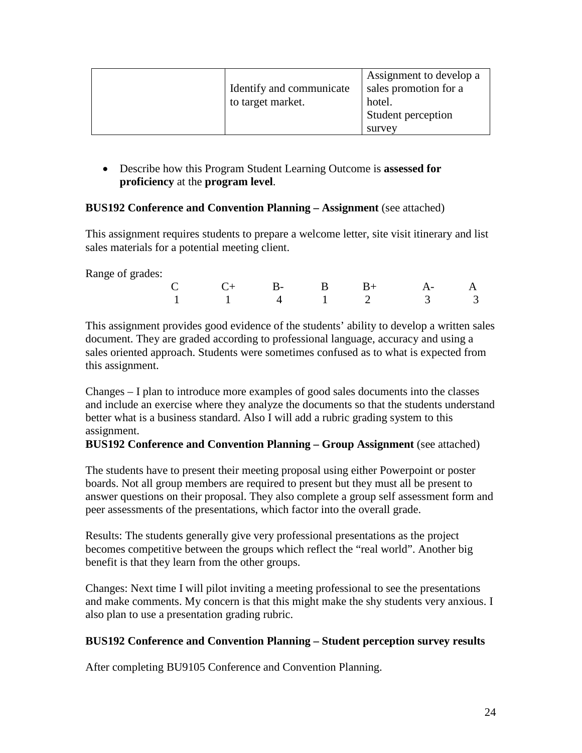| | | |
|---|---|---|
| | Identify and communicate to target market. | Assignment to develop a sales promotion for a hotel.<br>Student perception survey |

- Describe how this Program Student Learning Outcome is **assessed for proficiency** at the **program level**.

**BUS192 Conference and Convention Planning – Assignment** (see attached)

This assignment requires students to prepare a welcome letter, site visit itinerary and list sales materials for a potential meeting client.

Range of grades:

| C | C+ | B- | B | B+ | A- | A |
|---|---|---|---|---|---|---|
| 1 | 1 | 4 | 1 | 2 | 3 | 3 |

This assignment provides good evidence of the students' ability to develop a written sales document. They are graded according to professional language, accuracy and using a sales oriented approach. Students were sometimes confused as to what is expected from this assignment.

Changes – I plan to introduce more examples of good sales documents into the classes and include an exercise where they analyze the documents so that the students understand better what is a business standard. Also I will add a rubric grading system to this assignment.

**BUS192 Conference and Convention Planning – Group Assignment** (see attached)

The students have to present their meeting proposal using either Powerpoint or poster boards. Not all group members are required to present but they must all be present to answer questions on their proposal. They also complete a group self assessment form and peer assessments of the presentations, which factor into the overall grade.

Results: The students generally give very professional presentations as the project becomes competitive between the groups which reflect the "real world". Another big benefit is that they learn from the other groups.

Changes: Next time I will pilot inviting a meeting professional to see the presentations and make comments. My concern is that this might make the shy students very anxious. I also plan to use a presentation grading rubric.

**BUS192 Conference and Convention Planning – Student perception survey results**

After completing BU9105 Conference and Convention Planning.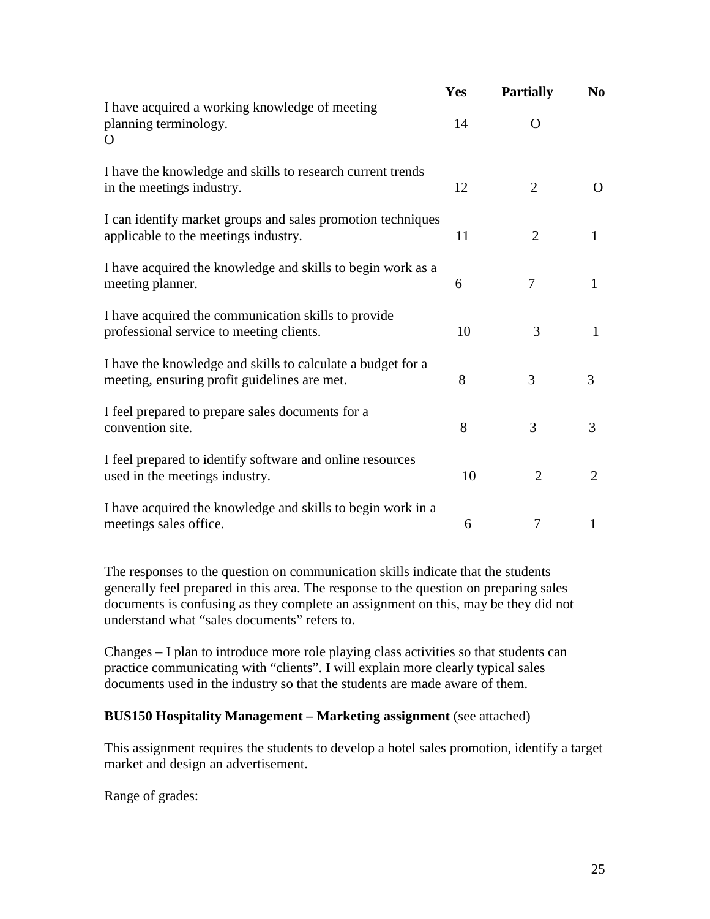| | Yes | Partially | No |
|---|---|---|---|
| I have acquired a working knowledge of meeting planning terminology. O | 14 | O | |
| I have the knowledge and skills to research current trends in the meetings industry. | 12 | 2 | O |
| I can identify market groups and sales promotion techniques applicable to the meetings industry. | 11 | 2 | 1 |
| I have acquired the knowledge and skills to begin work as a meeting planner. | 6 | 7 | 1 |
| I have acquired the communication skills to provide professional service to meeting clients. | 10 | 3 | 1 |
| I have the knowledge and skills to calculate a budget for a meeting, ensuring profit guidelines are met. | 8 | 3 | 3 |
| I feel prepared to prepare sales documents for a convention site. | 8 | 3 | 3 |
| I feel prepared to identify software and online resources used in the meetings industry. | 10 | 2 | 2 |
| I have acquired the knowledge and skills to begin work in a meetings sales office. | 6 | 7 | 1 |

The responses to the question on communication skills indicate that the students generally feel prepared in this area. The response to the question on preparing sales documents is confusing as they complete an assignment on this, may be they did not understand what "sales documents" refers to.

Changes – I plan to introduce more role playing class activities so that students can practice communicating with "clients". I will explain more clearly typical sales documents used in the industry so that the students are made aware of them.

**BUS150 Hospitality Management – Marketing assignment** (see attached)

This assignment requires the students to develop a hotel sales promotion, identify a target market and design an advertisement.

Range of grades: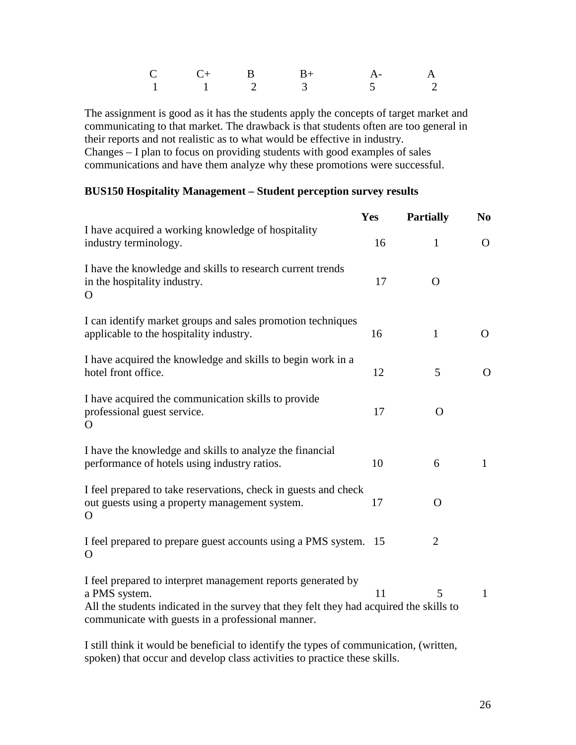| C | C+ | B | B+ | A- | A |
|---|---|---|---|---|---|
| 1 | 1 | 2 | 3 | 5 | 2 |

The assignment is good as it has the students apply the concepts of target market and communicating to that market. The drawback is that students often are too general in their reports and not realistic as to what would be effective in industry.
Changes – I plan to focus on providing students with good examples of sales communications and have them analyze why these promotions were successful.

**BUS150 Hospitality Management – Student perception survey results**

| | Yes | Partially | No |
|---|---|---|---|
| I have acquired a working knowledge of hospitality industry terminology. | 16 | 1 | O |
| I have the knowledge and skills to research current trends in the hospitality industry. | 17 | O | O |
| I can identify market groups and sales promotion techniques applicable to the hospitality industry. | 16 | 1 | O |
| I have acquired the knowledge and skills to begin work in a hotel front office. | 12 | 5 | O |
| I have acquired the communication skills to provide professional guest service. | 17 | O | O |
| I have the knowledge and skills to analyze the financial performance of hotels using industry ratios. | 10 | 6 | 1 |
| I feel prepared to take reservations, check in guests and check out guests using a property management system. | 17 | O | O |
| I feel prepared to prepare guest accounts using a PMS system. | 15 | 2 | O |
| I feel prepared to interpret management reports generated by a PMS system. | 11 | 5 | 1 |

All the students indicated in the survey that they felt they had acquired the skills to communicate with guests in a professional manner.

I still think it would be beneficial to identify the types of communication, (written, spoken) that occur and develop class activities to practice these skills.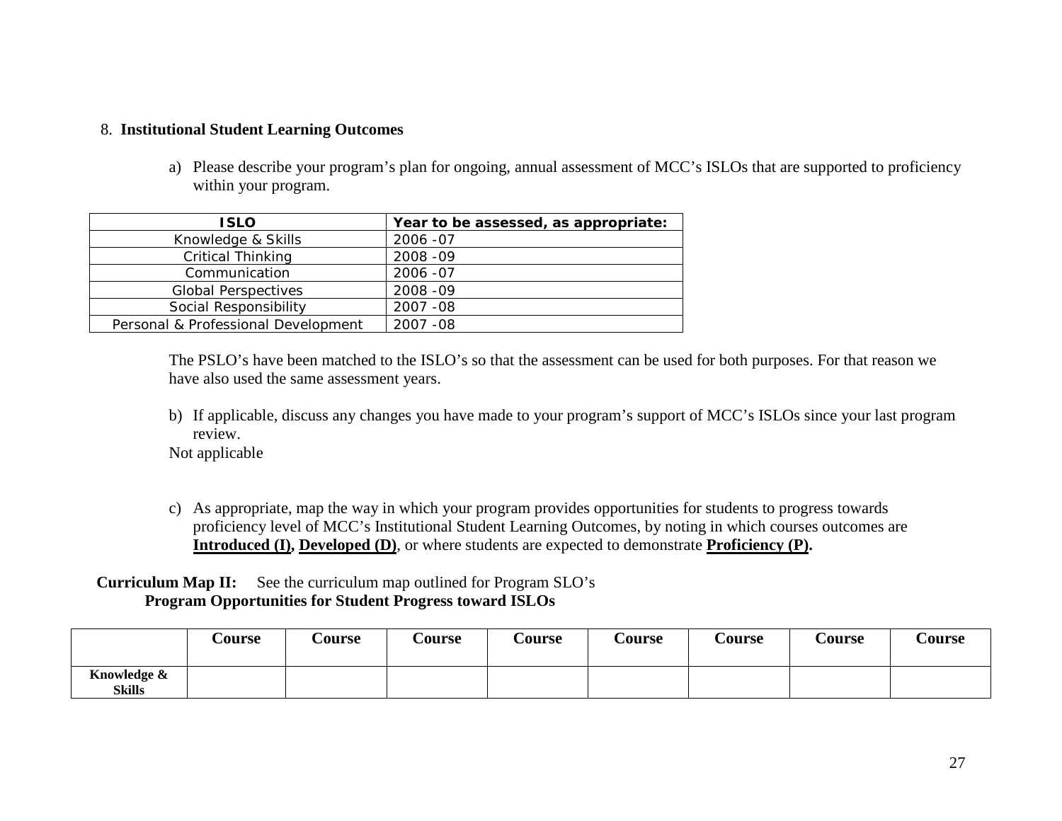## 8. Institutional Student Learning Outcomes

a) Please describe your program's plan for ongoing, annual assessment of MCC's ISLOs that are supported to proficiency within your program.

| ISLO | Year to be assessed, as appropriate: |
|---|---|
| Knowledge & Skills | 2006 -07 |
| Critical Thinking | 2008 -09 |
| Communication | 2006 -07 |
| Global Perspectives | 2008 -09 |
| Social Responsibility | 2007 -08 |
| Personal & Professional Development | 2007 -08 |

The PSLO's have been matched to the ISLO's so that the assessment can be used for both purposes. For that reason we have also used the same assessment years.

b) If applicable, discuss any changes you have made to your program's support of MCC's ISLOs since your last program review.

Not applicable

c) As appropriate, map the way in which your program provides opportunities for students to progress towards proficiency level of MCC's Institutional Student Learning Outcomes, by noting in which courses outcomes are **Introduced (I), Developed (D)**, or where students are expected to demonstrate **Proficiency (P).**

**Curriculum Map II:** See the curriculum map outlined for Program SLO's
**Program Opportunities for Student Progress toward ISLOs**

| | Course | Course | Course | Course | Course | Course | Course | Course |
|---|---|---|---|---|---|---|---|---|
| **Knowledge & Skills** | | | | | | | | |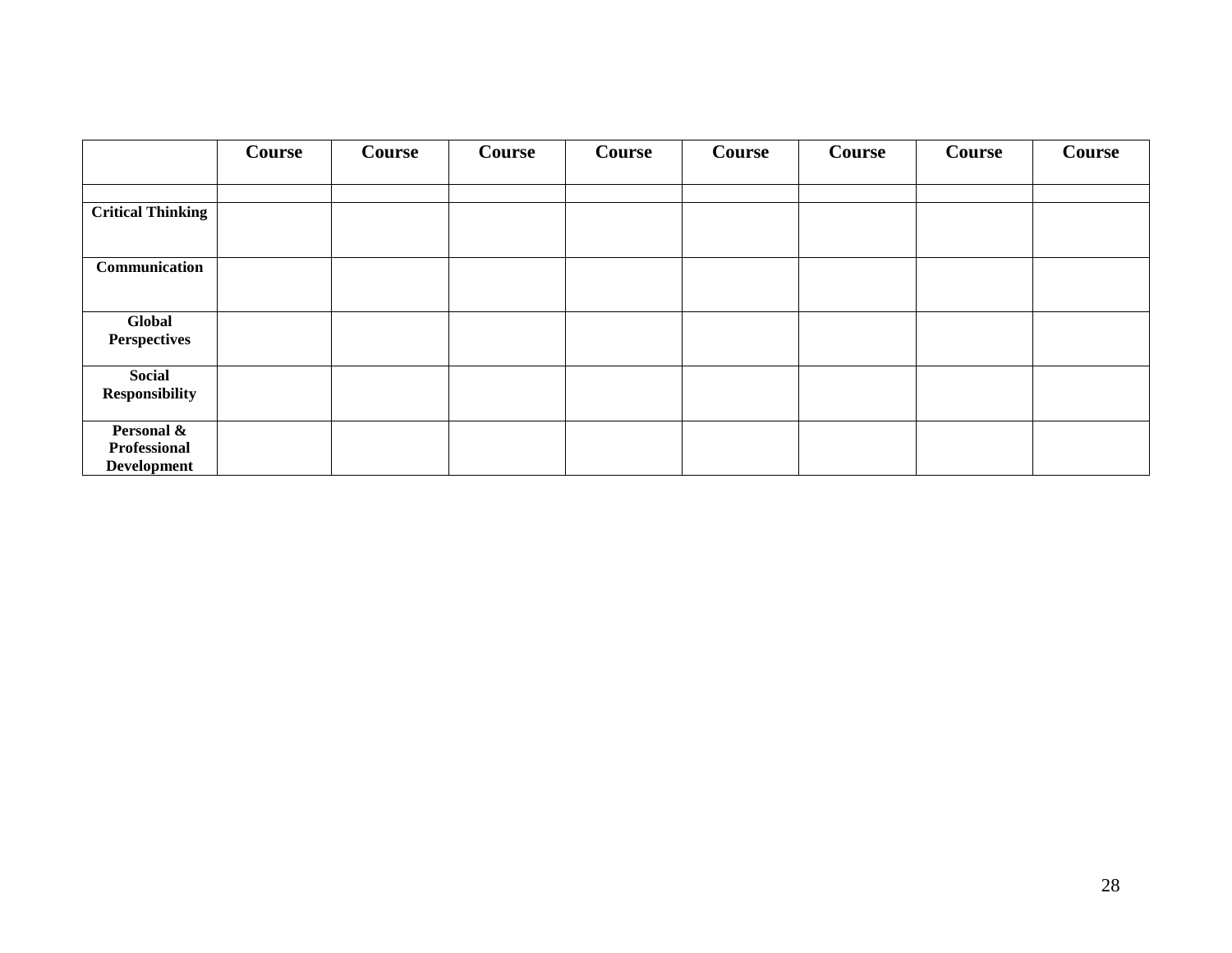| | Course | Course | Course | Course | Course | Course | Course | Course |
|---|---|---|---|---|---|---|---|---|
| | | | | | | | | |
| **Critical Thinking** | | | | | | | | |
| **Communication** | | | | | | | | |
| **Global Perspectives** | | | | | | | | |
| **Social Responsibility** | | | | | | | | |
| **Personal & Professional Development** | | | | | | | | |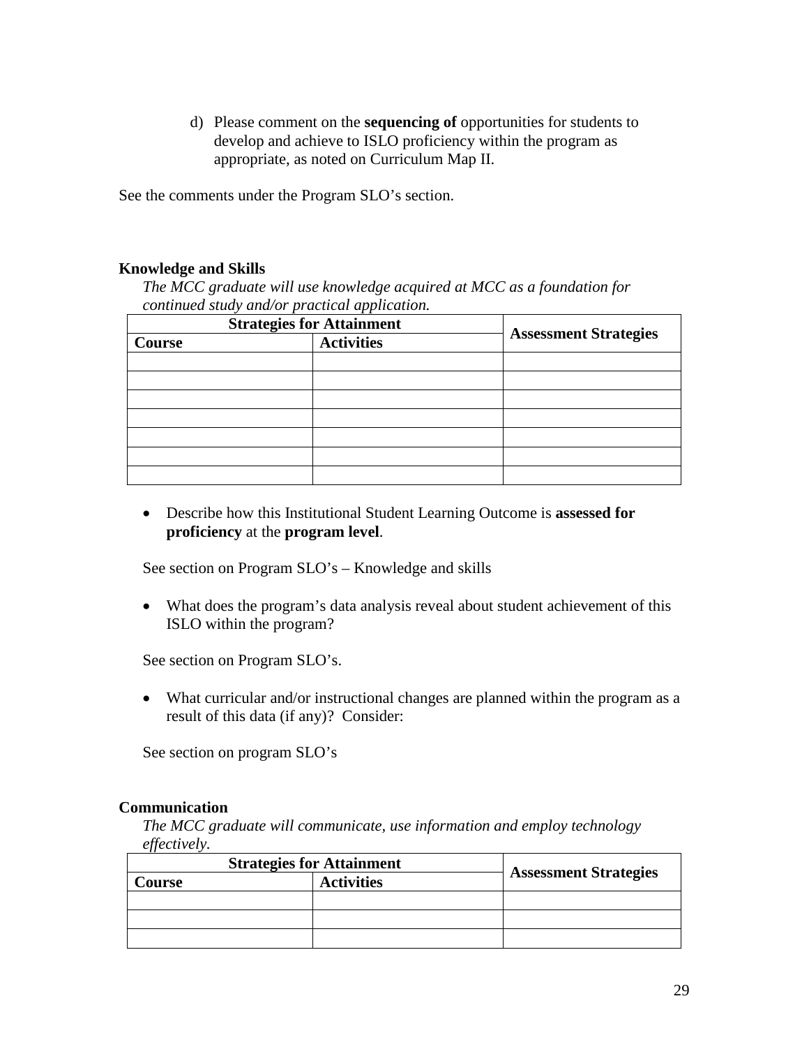d) Please comment on the **sequencing of** opportunities for students to develop and achieve to ISLO proficiency within the program as appropriate, as noted on Curriculum Map II.

See the comments under the Program SLO's section.

**Knowledge and Skills**

*The MCC graduate will use knowledge acquired at MCC as a foundation for continued study and/or practical application.*

| Strategies for Attainment | | Assessment Strategies |
|---|---|---|
| **Course** | **Activities** | |
| | | |
| | | |
| | | |
| | | |
| | | |
| | | |
| | | |

- Describe how this Institutional Student Learning Outcome is **assessed for proficiency** at the **program level**.

See section on Program SLO's – Knowledge and skills

- What does the program's data analysis reveal about student achievement of this ISLO within the program?

See section on Program SLO's.

- What curricular and/or instructional changes are planned within the program as a result of this data (if any)? Consider:

See section on program SLO's

**Communication**

*The MCC graduate will communicate, use information and employ technology effectively.*

| Strategies for Attainment | | Assessment Strategies |
|---|---|---|
| **Course** | **Activities** | |
| | | |
| | | |
| | | |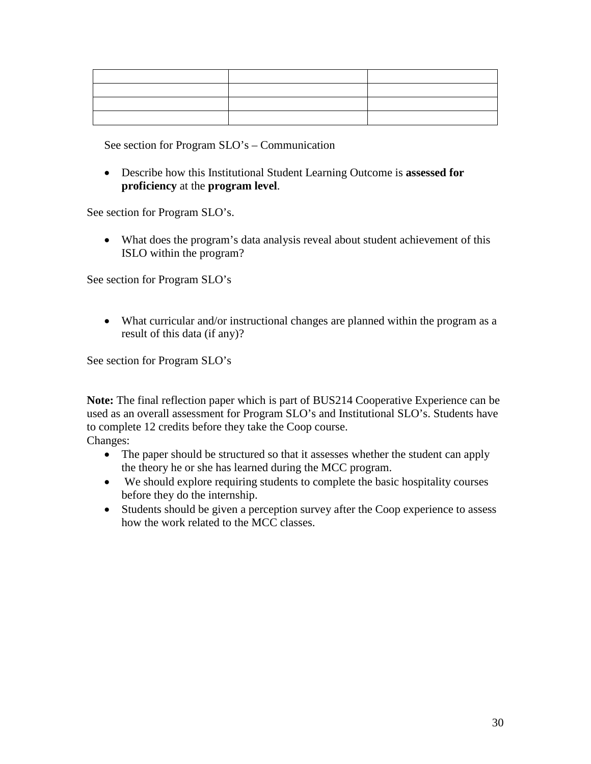| | | |
|---|---|---|
| | | |
| | | |
| | | |

See section for Program SLO's – Communication

- Describe how this Institutional Student Learning Outcome is **assessed for proficiency** at the **program level**.

See section for Program SLO's.

- What does the program's data analysis reveal about student achievement of this ISLO within the program?

See section for Program SLO's

- What curricular and/or instructional changes are planned within the program as a result of this data (if any)?

See section for Program SLO's

**Note:** The final reflection paper which is part of BUS214 Cooperative Experience can be used as an overall assessment for Program SLO's and Institutional SLO's. Students have to complete 12 credits before they take the Coop course.
Changes:

- The paper should be structured so that it assesses whether the student can apply the theory he or she has learned during the MCC program.
- We should explore requiring students to complete the basic hospitality courses before they do the internship.
- Students should be given a perception survey after the Coop experience to assess how the work related to the MCC classes.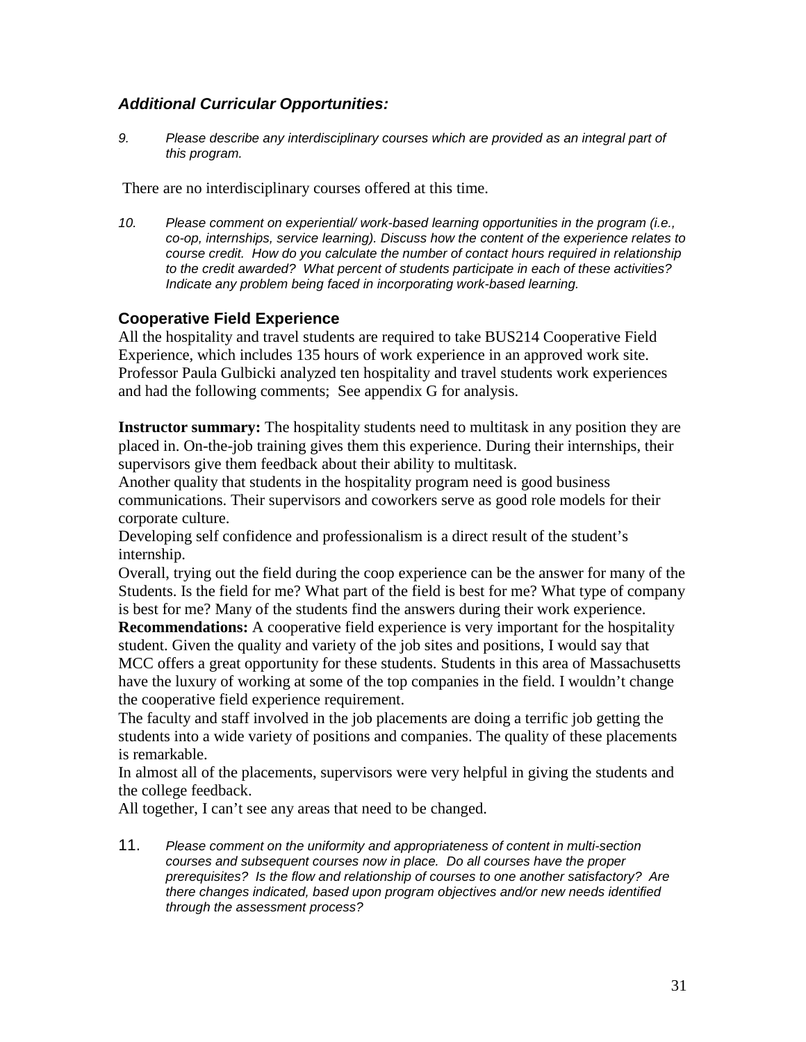### *Additional Curricular Opportunities:*

*9. Please describe any interdisciplinary courses which are provided as an integral part of this program.*

There are no interdisciplinary courses offered at this time.

*10. Please comment on experiential/ work-based learning opportunities in the program (i.e., co-op, internships, service learning). Discuss how the content of the experience relates to course credit. How do you calculate the number of contact hours required in relationship to the credit awarded? What percent of students participate in each of these activities? Indicate any problem being faced in incorporating work-based learning.*

### Cooperative Field Experience

All the hospitality and travel students are required to take BUS214 Cooperative Field Experience, which includes 135 hours of work experience in an approved work site. Professor Paula Gulbicki analyzed ten hospitality and travel students work experiences and had the following comments; See appendix G for analysis.

**Instructor summary:** The hospitality students need to multitask in any position they are placed in. On-the-job training gives them this experience. During their internships, their supervisors give them feedback about their ability to multitask.

Another quality that students in the hospitality program need is good business communications. Their supervisors and coworkers serve as good role models for their corporate culture.

Developing self confidence and professionalism is a direct result of the student's internship.

Overall, trying out the field during the coop experience can be the answer for many of the Students. Is the field for me? What part of the field is best for me? What type of company is best for me? Many of the students find the answers during their work experience.

**Recommendations:** A cooperative field experience is very important for the hospitality student. Given the quality and variety of the job sites and positions, I would say that MCC offers a great opportunity for these students. Students in this area of Massachusetts have the luxury of working at some of the top companies in the field. I wouldn't change the cooperative field experience requirement.

The faculty and staff involved in the job placements are doing a terrific job getting the students into a wide variety of positions and companies. The quality of these placements is remarkable.

In almost all of the placements, supervisors were very helpful in giving the students and the college feedback.

All together, I can't see any areas that need to be changed.

11. *Please comment on the uniformity and appropriateness of content in multi-section courses and subsequent courses now in place. Do all courses have the proper prerequisites? Is the flow and relationship of courses to one another satisfactory? Are there changes indicated, based upon program objectives and/or new needs identified through the assessment process?*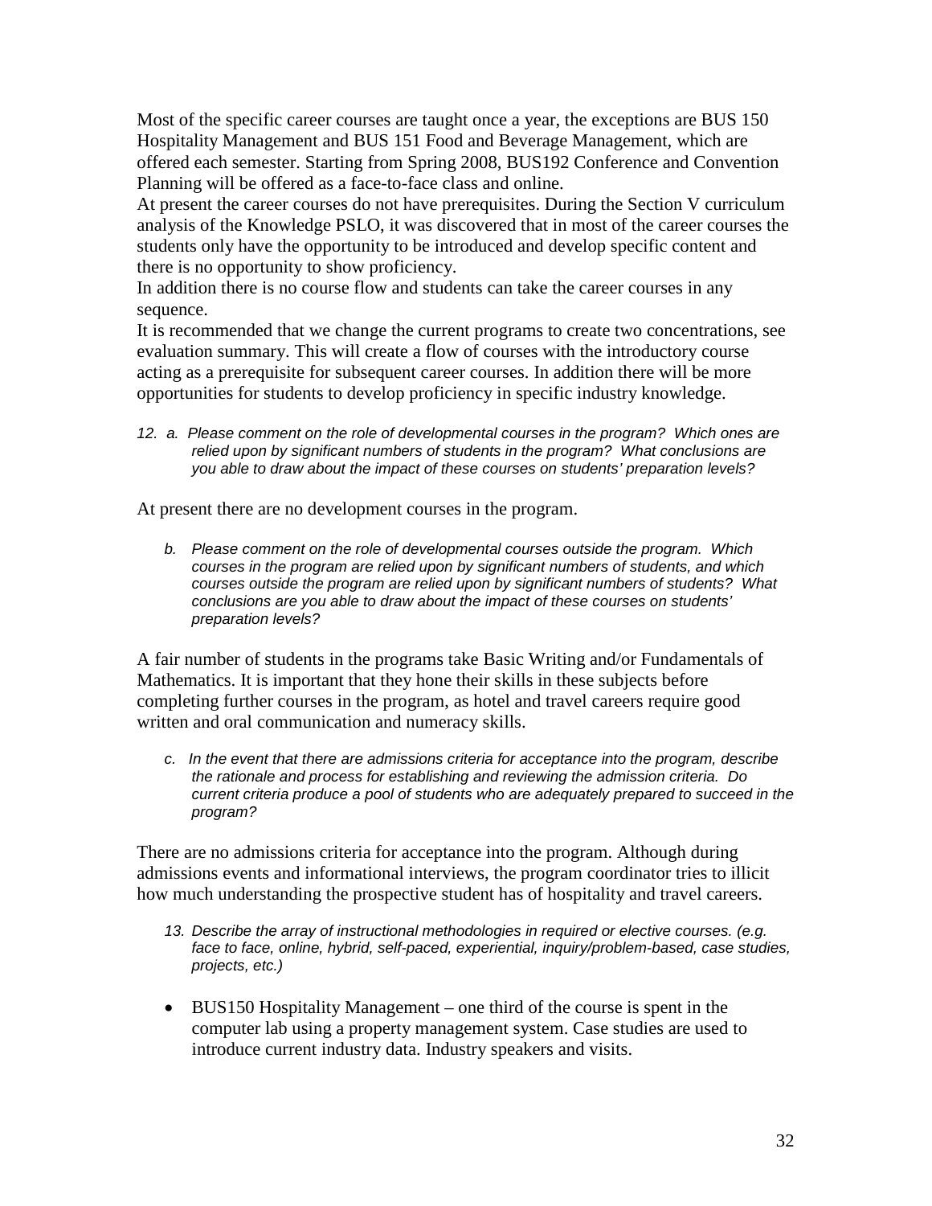Most of the specific career courses are taught once a year, the exceptions are BUS 150 Hospitality Management and BUS 151 Food and Beverage Management, which are offered each semester. Starting from Spring 2008, BUS192 Conference and Convention Planning will be offered as a face-to-face class and online.

At present the career courses do not have prerequisites. During the Section V curriculum analysis of the Knowledge PSLO, it was discovered that in most of the career courses the students only have the opportunity to be introduced and develop specific content and there is no opportunity to show proficiency.

In addition there is no course flow and students can take the career courses in any sequence.

It is recommended that we change the current programs to create two concentrations, see evaluation summary. This will create a flow of courses with the introductory course acting as a prerequisite for subsequent career courses. In addition there will be more opportunities for students to develop proficiency in specific industry knowledge.

*12. a. Please comment on the role of developmental courses in the program? Which ones are relied upon by significant numbers of students in the program? What conclusions are you able to draw about the impact of these courses on students' preparation levels?*

At present there are no development courses in the program.

*b. Please comment on the role of developmental courses outside the program. Which courses in the program are relied upon by significant numbers of students, and which courses outside the program are relied upon by significant numbers of students? What conclusions are you able to draw about the impact of these courses on students' preparation levels?*

A fair number of students in the programs take Basic Writing and/or Fundamentals of Mathematics. It is important that they hone their skills in these subjects before completing further courses in the program, as hotel and travel careers require good written and oral communication and numeracy skills.

*c. In the event that there are admissions criteria for acceptance into the program, describe the rationale and process for establishing and reviewing the admission criteria. Do current criteria produce a pool of students who are adequately prepared to succeed in the program?*

There are no admissions criteria for acceptance into the program. Although during admissions events and informational interviews, the program coordinator tries to illicit how much understanding the prospective student has of hospitality and travel careers.

*13. Describe the array of instructional methodologies in required or elective courses. (e.g. face to face, online, hybrid, self-paced, experiential, inquiry/problem-based, case studies, projects, etc.)*

- BUS150 Hospitality Management – one third of the course is spent in the computer lab using a property management system. Case studies are used to introduce current industry data. Industry speakers and visits.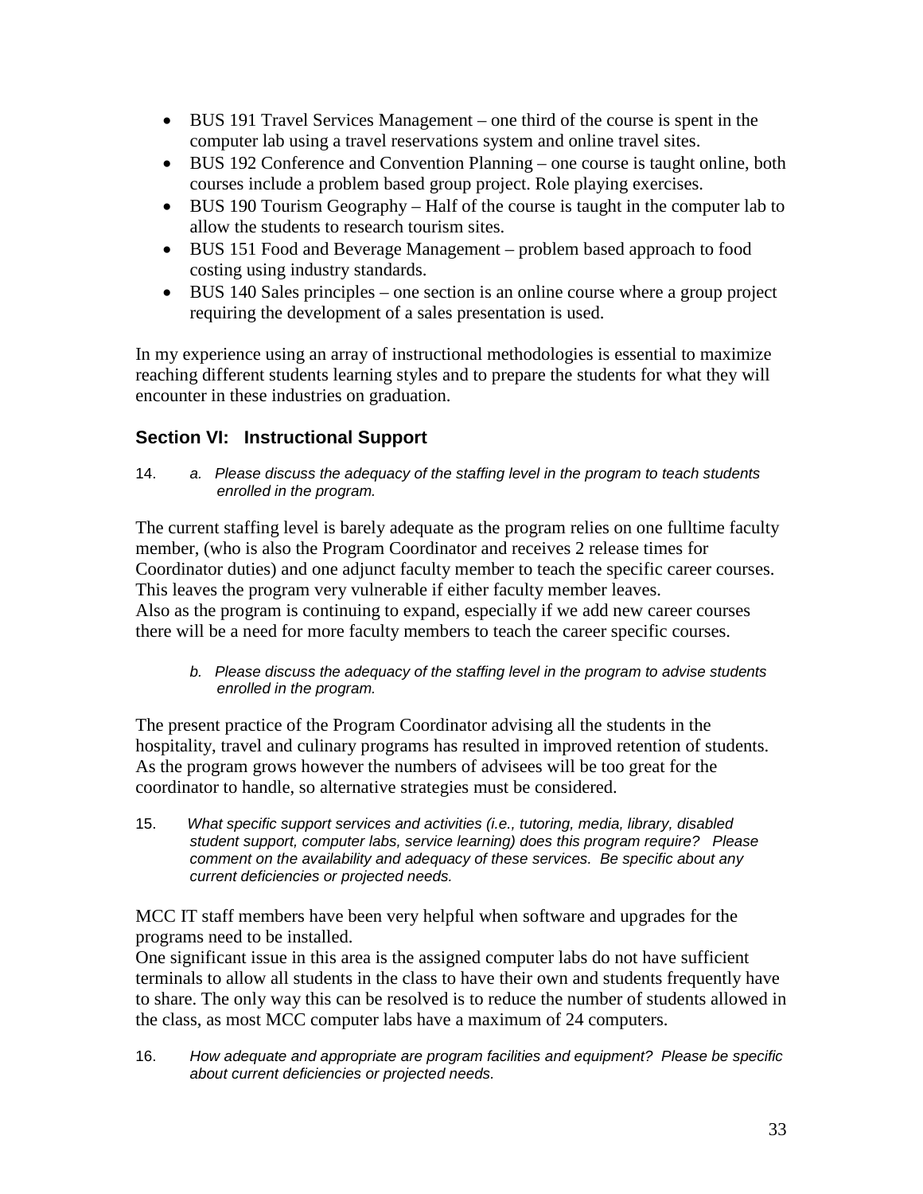- BUS 191 Travel Services Management – one third of the course is spent in the computer lab using a travel reservations system and online travel sites.
- BUS 192 Conference and Convention Planning – one course is taught online, both courses include a problem based group project. Role playing exercises.
- BUS 190 Tourism Geography – Half of the course is taught in the computer lab to allow the students to research tourism sites.
- BUS 151 Food and Beverage Management – problem based approach to food costing using industry standards.
- BUS 140 Sales principles – one section is an online course where a group project requiring the development of a sales presentation is used.

In my experience using an array of instructional methodologies is essential to maximize reaching different students learning styles and to prepare the students for what they will encounter in these industries on graduation.

## Section VI: Instructional Support

14. *a. Please discuss the adequacy of the staffing level in the program to teach students enrolled in the program.*

The current staffing level is barely adequate as the program relies on one fulltime faculty member, (who is also the Program Coordinator and receives 2 release times for Coordinator duties) and one adjunct faculty member to teach the specific career courses. This leaves the program very vulnerable if either faculty member leaves.
Also as the program is continuing to expand, especially if we add new career courses there will be a need for more faculty members to teach the career specific courses.

*b. Please discuss the adequacy of the staffing level in the program to advise students enrolled in the program.*

The present practice of the Program Coordinator advising all the students in the hospitality, travel and culinary programs has resulted in improved retention of students. As the program grows however the numbers of advisees will be too great for the coordinator to handle, so alternative strategies must be considered.

15. *What specific support services and activities (i.e., tutoring, media, library, disabled student support, computer labs, service learning) does this program require? Please comment on the availability and adequacy of these services. Be specific about any current deficiencies or projected needs.*

MCC IT staff members have been very helpful when software and upgrades for the programs need to be installed.
One significant issue in this area is the assigned computer labs do not have sufficient terminals to allow all students in the class to have their own and students frequently have to share. The only way this can be resolved is to reduce the number of students allowed in the class, as most MCC computer labs have a maximum of 24 computers.

16. *How adequate and appropriate are program facilities and equipment? Please be specific about current deficiencies or projected needs.*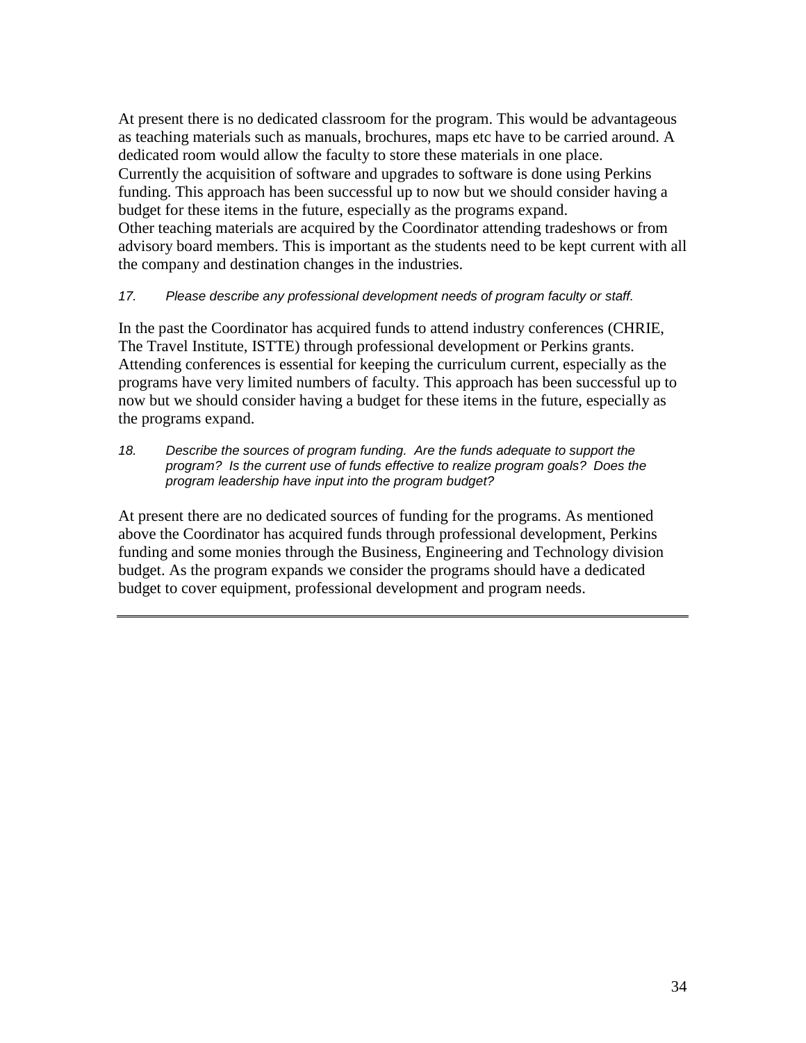At present there is no dedicated classroom for the program. This would be advantageous as teaching materials such as manuals, brochures, maps etc have to be carried around. A dedicated room would allow the faculty to store these materials in one place.
Currently the acquisition of software and upgrades to software is done using Perkins funding. This approach has been successful up to now but we should consider having a budget for these items in the future, especially as the programs expand.
Other teaching materials are acquired by the Coordinator attending tradeshows or from advisory board members. This is important as the students need to be kept current with all the company and destination changes in the industries.

*17. Please describe any professional development needs of program faculty or staff.*

In the past the Coordinator has acquired funds to attend industry conferences (CHRIE, The Travel Institute, ISTTE) through professional development or Perkins grants. Attending conferences is essential for keeping the curriculum current, especially as the programs have very limited numbers of faculty. This approach has been successful up to now but we should consider having a budget for these items in the future, especially as the programs expand.

*18. Describe the sources of program funding. Are the funds adequate to support the program? Is the current use of funds effective to realize program goals? Does the program leadership have input into the program budget?*

At present there are no dedicated sources of funding for the programs. As mentioned above the Coordinator has acquired funds through professional development, Perkins funding and some monies through the Business, Engineering and Technology division budget. As the program expands we consider the programs should have a dedicated budget to cover equipment, professional development and program needs.

---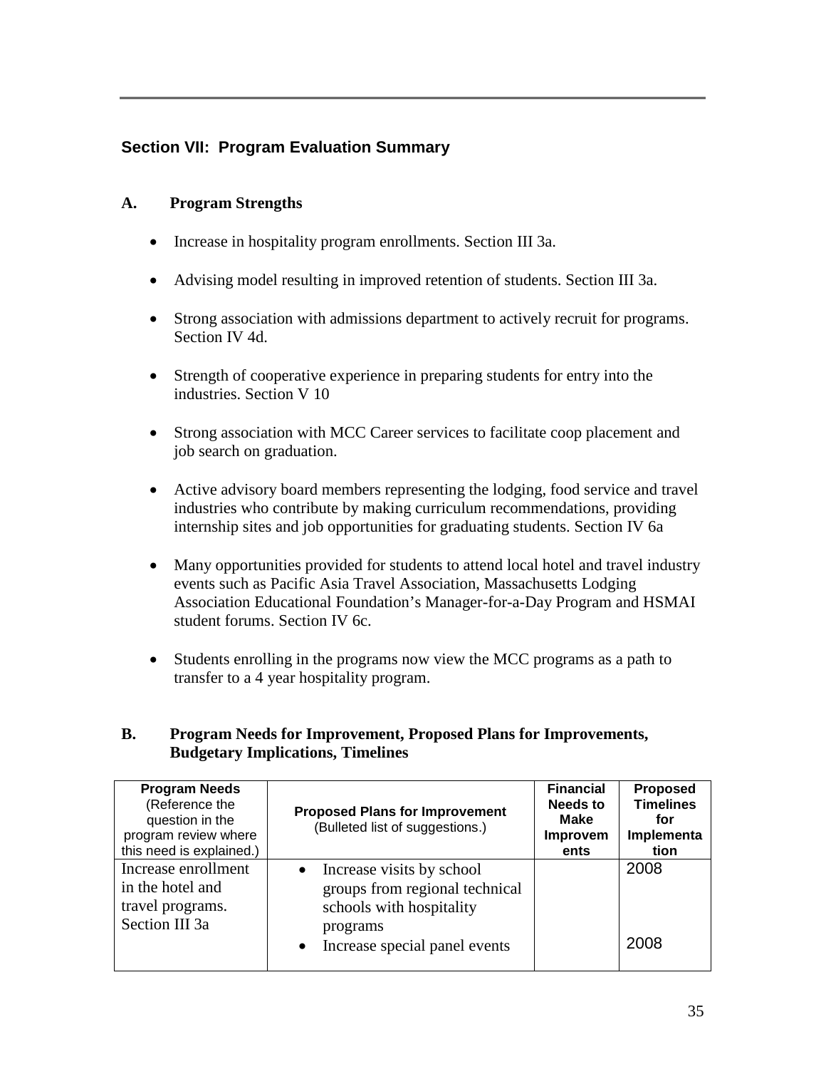## Section VII: Program Evaluation Summary

### A. Program Strengths

- Increase in hospitality program enrollments. Section III 3a.
- Advising model resulting in improved retention of students. Section III 3a.
- Strong association with admissions department to actively recruit for programs. Section IV 4d.
- Strength of cooperative experience in preparing students for entry into the industries. Section V 10
- Strong association with MCC Career services to facilitate coop placement and job search on graduation.
- Active advisory board members representing the lodging, food service and travel industries who contribute by making curriculum recommendations, providing internship sites and job opportunities for graduating students. Section IV 6a
- Many opportunities provided for students to attend local hotel and travel industry events such as Pacific Asia Travel Association, Massachusetts Lodging Association Educational Foundation's Manager-for-a-Day Program and HSMAI student forums. Section IV 6c.
- Students enrolling in the programs now view the MCC programs as a path to transfer to a 4 year hospitality program.

### B. Program Needs for Improvement, Proposed Plans for Improvements, Budgetary Implications, Timelines

| **Program Needs** (Reference the question in the program review where this need is explained.) | **Proposed Plans for Improvement** (Bulleted list of suggestions.) | **Financial Needs to Make Improvements** | **Proposed Timelines for Implementation** |
|---|---|---|---|
| Increase enrollment in the hotel and travel programs. Section III 3a | • Increase visits by school groups from regional technical schools with hospitality programs<br>• Increase special panel events | | 2008<br>2008 |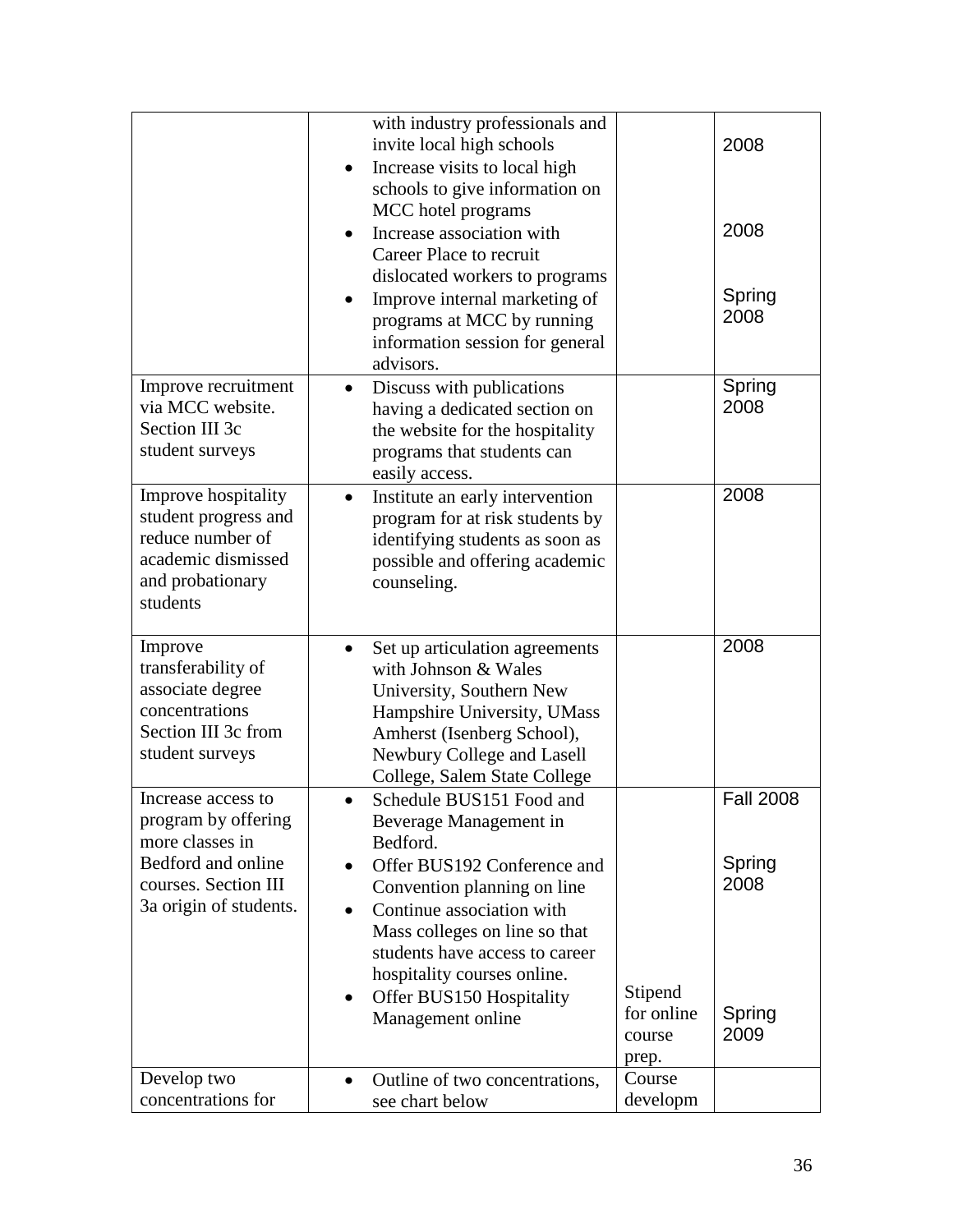| | | | |
|---|---|---|---|
| | with industry professionals and invite local high schools<br>• Increase visits to local high schools to give information on MCC hotel programs<br>• Increase association with Career Place to recruit dislocated workers to programs<br>• Improve internal marketing of programs at MCC by running information session for general advisors. | | 2008<br><br>2008<br><br>Spring 2008 |
| Improve recruitment via MCC website. Section III 3c student surveys | • Discuss with publications having a dedicated section on the website for the hospitality programs that students can easily access. | | Spring 2008 |
| Improve hospitality student progress and reduce number of academic dismissed and probationary students | • Institute an early intervention program for at risk students by identifying students as soon as possible and offering academic counseling. | | 2008 |
| Improve transferability of associate degree concentrations Section III 3c from student surveys | • Set up articulation agreements with Johnson & Wales University, Southern New Hampshire University, UMass Amherst (Isenberg School), Newbury College and Lasell College, Salem State College | | 2008 |
| Increase access to program by offering more classes in Bedford and online courses. Section III 3a origin of students. | • Schedule BUS151 Food and Beverage Management in Bedford.<br>• Offer BUS192 Conference and Convention planning on line<br>• Continue association with Mass colleges on line so that students have access to career hospitality courses online.<br>• Offer BUS150 Hospitality Management online | Stipend for online course prep. | Fall 2008<br><br>Spring 2008<br><br>Spring 2009 |
| Develop two concentrations for | • Outline of two concentrations, see chart below | Course developm | |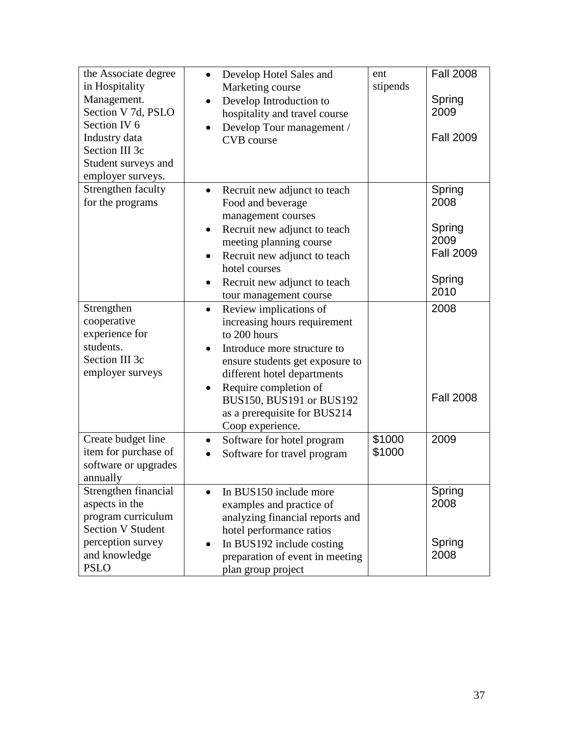| the Associate degree in Hospitality Management. Section V 7d, PSLO Section IV 6 Industry data Section III 3c Student surveys and employer surveys. | • Develop Hotel Sales and Marketing course<br>• Develop Introduction to hospitality and travel course<br>• Develop Tour management / CVB course | ent stipends | Fall 2008<br><br>Spring 2009<br><br>Fall 2009 |
|---|---|---|---|
| Strengthen faculty for the programs | • Recruit new adjunct to teach Food and beverage management courses<br>• Recruit new adjunct to teach meeting planning course<br>• Recruit new adjunct to teach hotel courses<br>• Recruit new adjunct to teach tour management course | | Spring 2008<br><br>Spring 2009<br>Fall 2009<br><br>Spring 2010 |
| Strengthen cooperative experience for students. Section III 3c employer surveys | • Review implications of increasing hours requirement to 200 hours<br>• Introduce more structure to ensure students get exposure to different hotel departments<br>• Require completion of BUS150, BUS191 or BUS192 as a prerequisite for BUS214 Coop experience. | | 2008<br><br><br><br><br>Fall 2008 |
| Create budget line item for purchase of software or upgrades annually | • Software for hotel program<br>• Software for travel program | \$1000<br>\$1000 | 2009 |
| Strengthen financial aspects in the program curriculum Section V Student perception survey and knowledge PSLO | • In BUS150 include more examples and practice of analyzing financial reports and hotel performance ratios<br>• In BUS192 include costing preparation of event in meeting plan group project | | Spring 2008<br><br><br>Spring 2008 |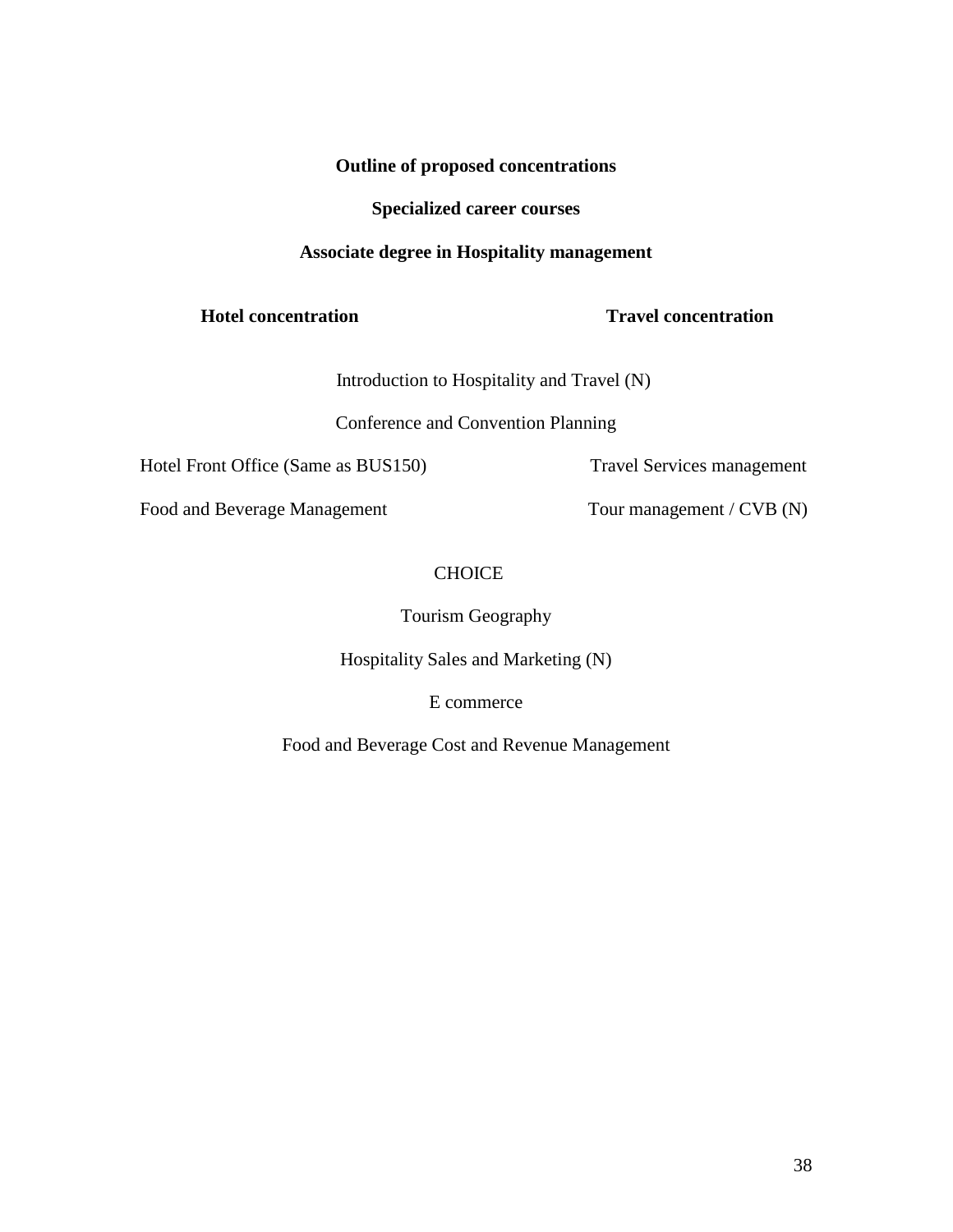**Outline of proposed concentrations**

**Specialized career courses**

**Associate degree in Hospitality management**

| **Hotel concentration** | **Travel concentration** |
|---|---|
| Introduction to Hospitality and Travel (N) | |
| Conference and Convention Planning | |
| Hotel Front Office (Same as BUS150) | Travel Services management |
| Food and Beverage Management | Tour management / CVB (N) |

CHOICE

Tourism Geography

Hospitality Sales and Marketing (N)

E commerce

Food and Beverage Cost and Revenue Management